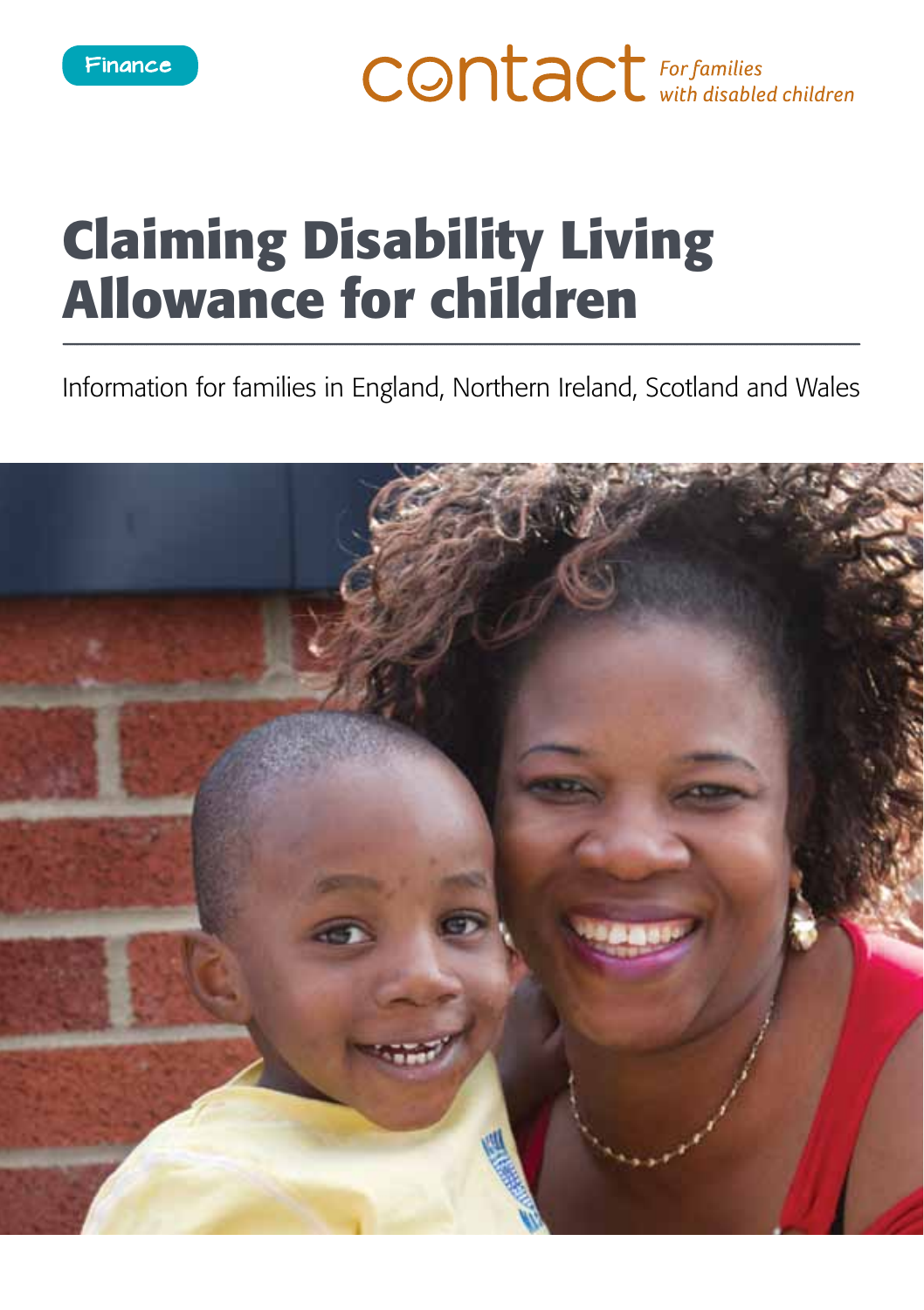Finance

contact *For families with disabled children*

# Claiming Disability Living Allowance for children

Information for families in England, Northern Ireland, Scotland and Wales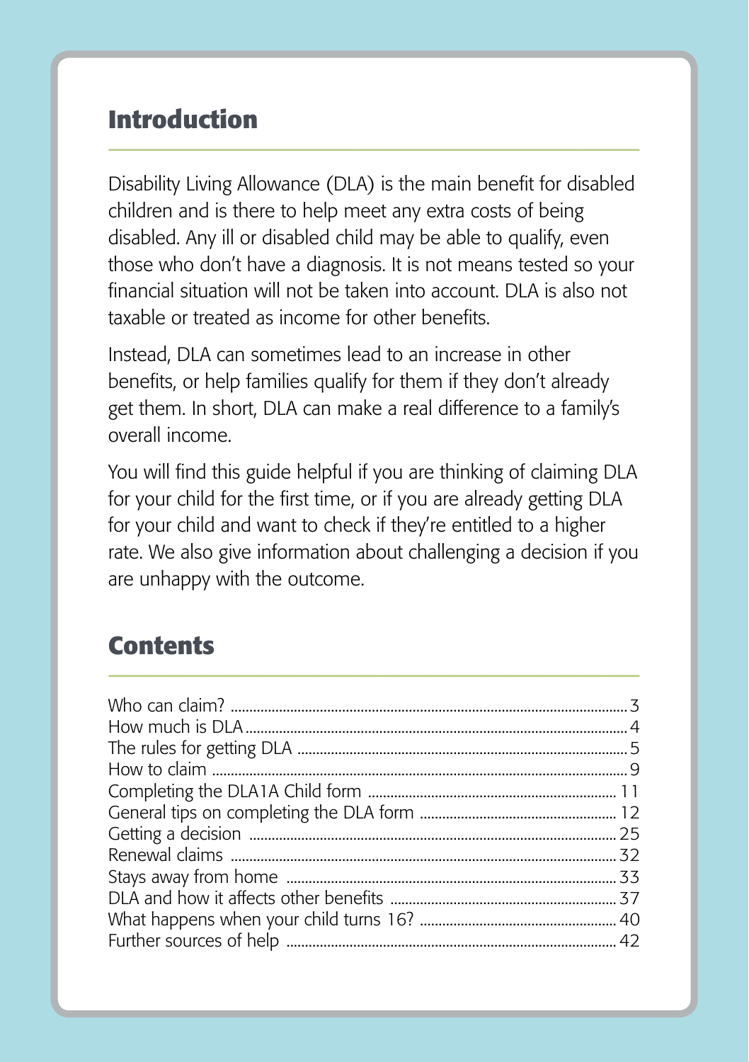## Introduction

Disability Living Allowance (DLA) is the main benefit for disabled children and is there to help meet any extra costs of being disabled. Any ill or disabled child may be able to qualify, even those who don't have a diagnosis. It is not means tested so your financial situation will not be taken into account. DLA is also not taxable or treated as income for other benefits.

Instead, DLA can sometimes lead to an increase in other benefits, or help families qualify for them if they don't already get them. In short, DLA can make a real difference to a family's overall income.

You will find this guide helpful if you are thinking of claiming DLA for your child for the first time, or if you are already getting DLA for your child and want to check if they're entitled to a higher rate. We also give information about challenging a decision if you are unhappy with the outcome.

## Contents

| | |
|---|---|
| Who can claim? | 3 |
| How much is DLA | 4 |
| The rules for getting DLA | 5 |
| How to claim | 9 |
| Completing the DLA1A Child form | 11 |
| General tips on completing the DLA form | 12 |
| Getting a decision | 25 |
| Renewal claims | 32 |
| Stays away from home | 33 |
| DLA and how it affects other benefits | 37 |
| What happens when your child turns 16? | 40 |
| Further sources of help | 42 |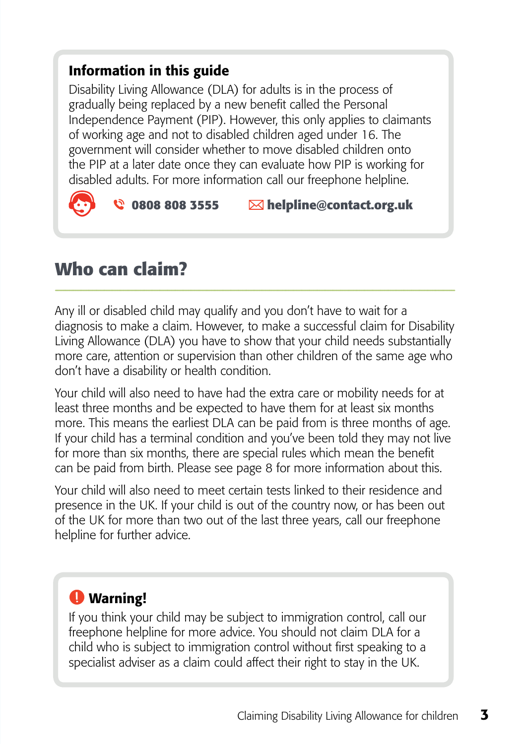### Information in this guide

Disability Living Allowance (DLA) for adults is in the process of gradually being replaced by a new benefit called the Personal Independence Payment (PIP). However, this only applies to claimants of working age and not to disabled children aged under 16. The government will consider whether to move disabled children onto the PIP at a later date once they can evaluate how PIP is working for disabled adults. For more information call our freephone helpline.

**0808 808 3555** **helpline@contact.org.uk**

## Who can claim?

Any ill or disabled child may qualify and you don't have to wait for a diagnosis to make a claim. However, to make a successful claim for Disability Living Allowance (DLA) you have to show that your child needs substantially more care, attention or supervision than other children of the same age who don't have a disability or health condition.

Your child will also need to have had the extra care or mobility needs for at least three months and be expected to have them for at least six months more. This means the earliest DLA can be paid from is three months of age. If your child has a terminal condition and you've been told they may not live for more than six months, there are special rules which mean the benefit can be paid from birth. Please see page 8 for more information about this.

Your child will also need to meet certain tests linked to their residence and presence in the UK. If your child is out of the country now, or has been out of the UK for more than two out of the last three years, call our freephone helpline for further advice.

### Warning!

If you think your child may be subject to immigration control, call our freephone helpline for more advice. You should not claim DLA for a child who is subject to immigration control without first speaking to a specialist adviser as a claim could affect their right to stay in the UK.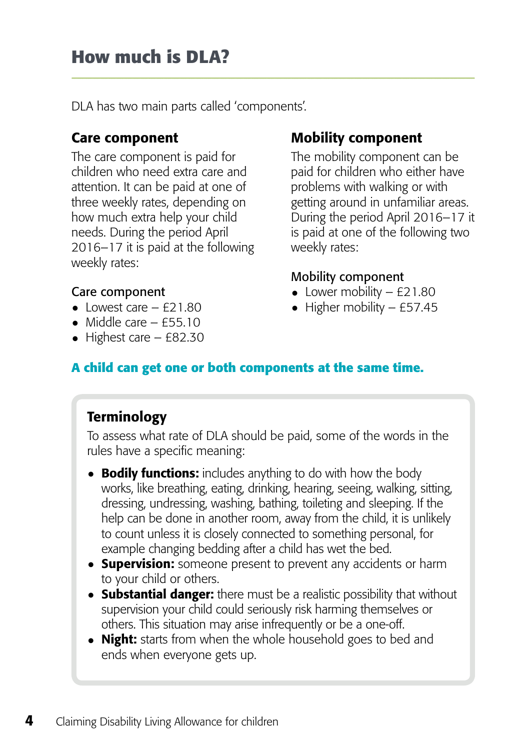## How much is DLA?

DLA has two main parts called 'components'.

### Care component

The care component is paid for children who need extra care and attention. It can be paid at one of three weekly rates, depending on how much extra help your child needs. During the period April 2016–17 it is paid at the following weekly rates:

Care component

- Lowest care – £21.80
- Middle care – £55.10
- Highest care – £82.30

### Mobility component

The mobility component can be paid for children who either have problems with walking or with getting around in unfamiliar areas. During the period April 2016–17 it is paid at one of the following two weekly rates:

Mobility component

- Lower mobility – £21.80
- Higher mobility – £57.45

**A child can get one or both components at the same time.**

### Terminology

To assess what rate of DLA should be paid, some of the words in the rules have a specific meaning:

- **Bodily functions:** includes anything to do with how the body works, like breathing, eating, drinking, hearing, seeing, walking, sitting, dressing, undressing, washing, bathing, toileting and sleeping. If the help can be done in another room, away from the child, it is unlikely to count unless it is closely connected to something personal, for example changing bedding after a child has wet the bed.
- **Supervision:** someone present to prevent any accidents or harm to your child or others.
- **Substantial danger:** there must be a realistic possibility that without supervision your child could seriously risk harming themselves or others. This situation may arise infrequently or be a one-off.
- **Night:** starts from when the whole household goes to bed and ends when everyone gets up.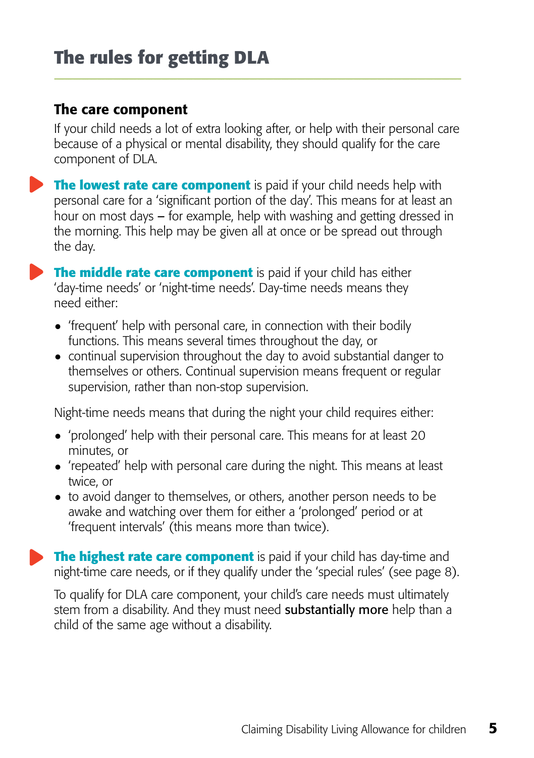# The rules for getting DLA

## The care component

If your child needs a lot of extra looking after, or help with their personal care because of a physical or mental disability, they should qualify for the care component of DLA.

**The lowest rate care component** is paid if your child needs help with personal care for a 'significant portion of the day'. This means for at least an hour on most days – for example, help with washing and getting dressed in the morning. This help may be given all at once or be spread out through the day.

**The middle rate care component** is paid if your child has either 'day-time needs' or 'night-time needs'. Day-time needs means they need either:

- 'frequent' help with personal care, in connection with their bodily functions. This means several times throughout the day, or
- continual supervision throughout the day to avoid substantial danger to themselves or others. Continual supervision means frequent or regular supervision, rather than non-stop supervision.

Night-time needs means that during the night your child requires either:

- 'prolonged' help with their personal care. This means for at least 20 minutes, or
- 'repeated' help with personal care during the night. This means at least twice, or
- to avoid danger to themselves, or others, another person needs to be awake and watching over them for either a 'prolonged' period or at 'frequent intervals' (this means more than twice).

**The highest rate care component** is paid if your child has day-time and night-time care needs, or if they qualify under the 'special rules' (see page 8).

To qualify for DLA care component, your child's care needs must ultimately stem from a disability. And they must need **substantially more** help than a child of the same age without a disability.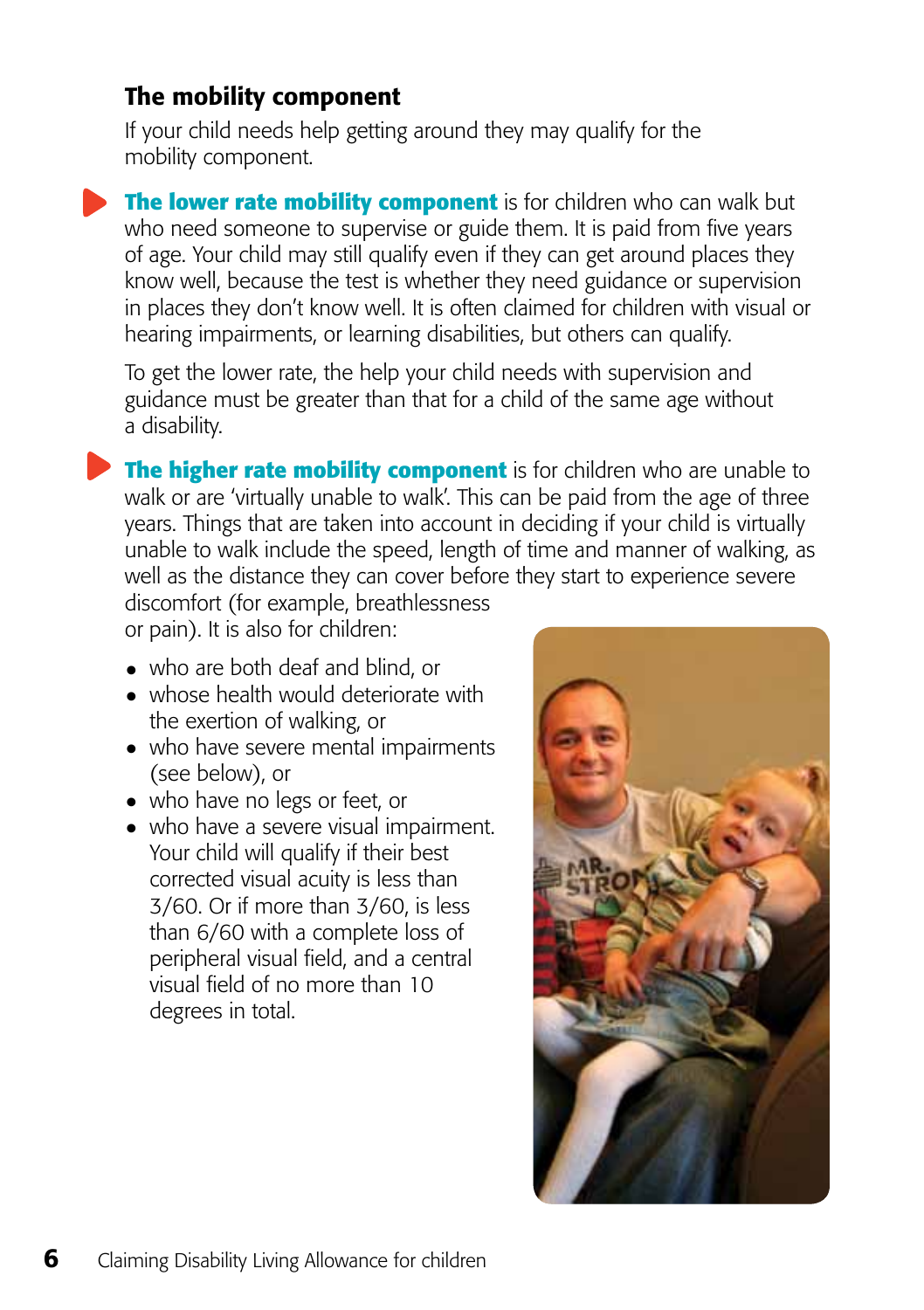## The mobility component

If your child needs help getting around they may qualify for the mobility component.

**The lower rate mobility component** is for children who can walk but who need someone to supervise or guide them. It is paid from five years of age. Your child may still qualify even if they can get around places they know well, because the test is whether they need guidance or supervision in places they don't know well. It is often claimed for children with visual or hearing impairments, or learning disabilities, but others can qualify.

To get the lower rate, the help your child needs with supervision and guidance must be greater than that for a child of the same age without a disability.

**The higher rate mobility component** is for children who are unable to walk or are 'virtually unable to walk'. This can be paid from the age of three years. Things that are taken into account in deciding if your child is virtually unable to walk include the speed, length of time and manner of walking, as well as the distance they can cover before they start to experience severe discomfort (for example, breathlessness or pain). It is also for children:

- who are both deaf and blind, or
- whose health would deteriorate with the exertion of walking, or
- who have severe mental impairments (see below), or
- who have no legs or feet, or
- who have a severe visual impairment. Your child will qualify if their best corrected visual acuity is less than 3/60. Or if more than 3/60, is less than 6/60 with a complete loss of peripheral visual field, and a central visual field of no more than 10 degrees in total.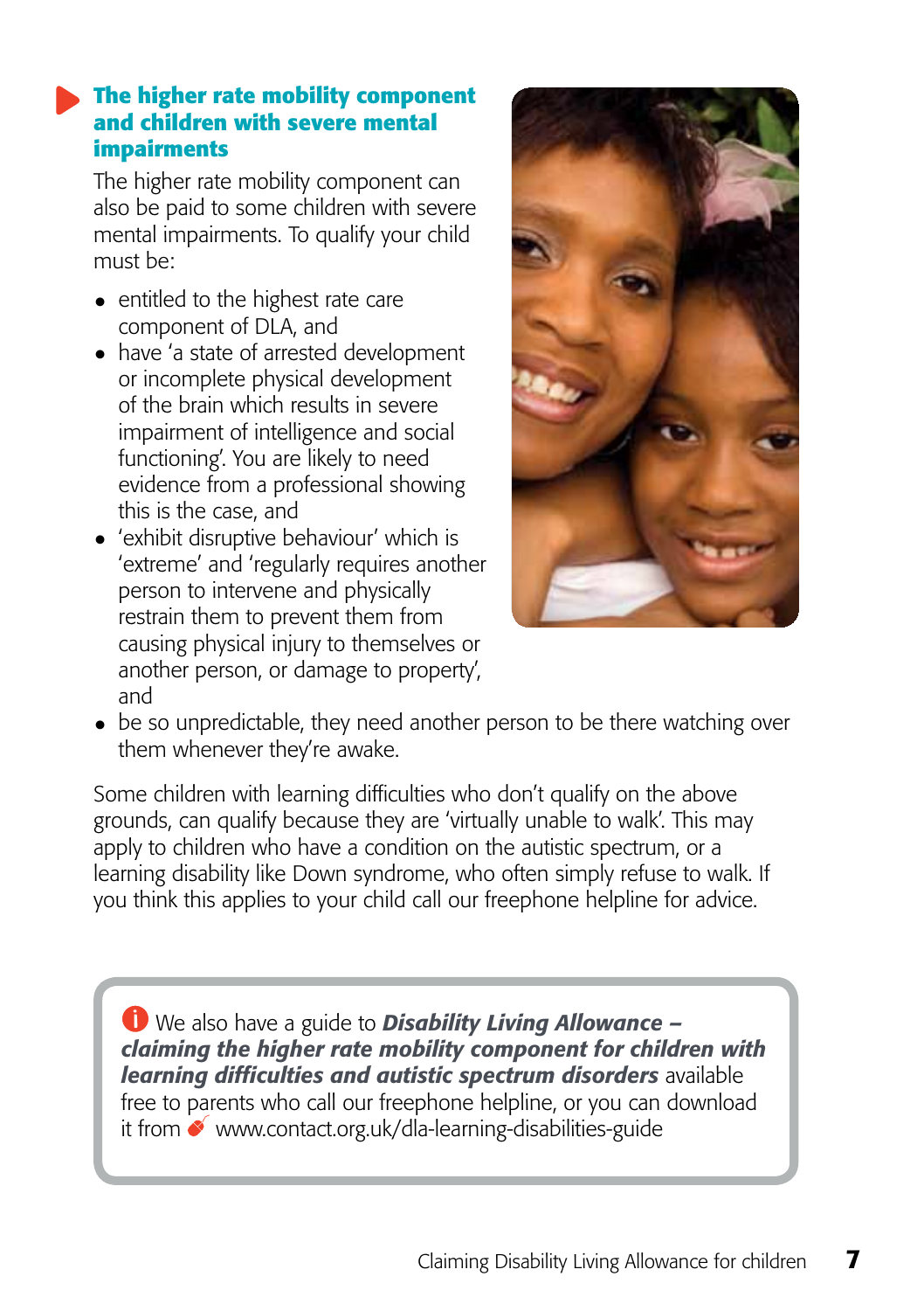## The higher rate mobility component and children with severe mental impairments

The higher rate mobility component can also be paid to some children with severe mental impairments. To qualify your child must be:

- entitled to the highest rate care component of DLA, and
- have 'a state of arrested development or incomplete physical development of the brain which results in severe impairment of intelligence and social functioning'. You are likely to need evidence from a professional showing this is the case, and
- 'exhibit disruptive behaviour' which is 'extreme' and 'regularly requires another person to intervene and physically restrain them to prevent them from causing physical injury to themselves or another person, or damage to property', and
- be so unpredictable, they need another person to be there watching over them whenever they're awake.

Some children with learning difficulties who don't qualify on the above grounds, can qualify because they are 'virtually unable to walk'. This may apply to children who have a condition on the autistic spectrum, or a learning disability like Down syndrome, who often simply refuse to walk. If you think this applies to your child call our freephone helpline for advice.

> We also have a guide to ***Disability Living Allowance – claiming the higher rate mobility component for children with learning difficulties and autistic spectrum disorders*** available free to parents who call our freephone helpline, or you can download it from www.contact.org.uk/dla-learning-disabilities-guide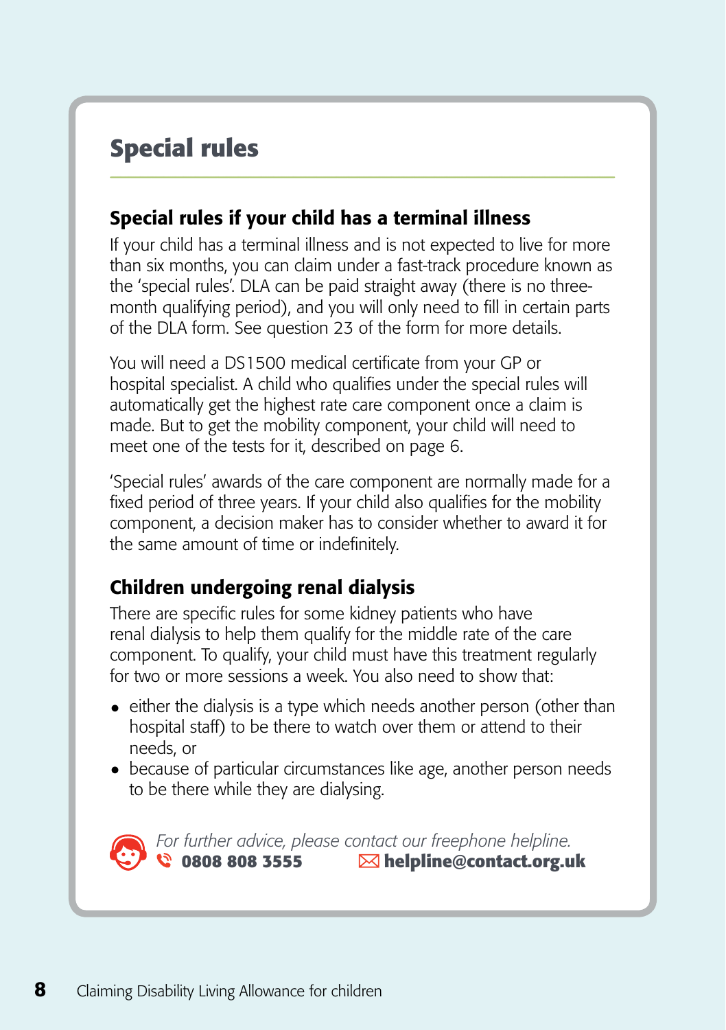## Special rules

### Special rules if your child has a terminal illness

If your child has a terminal illness and is not expected to live for more than six months, you can claim under a fast-track procedure known as the 'special rules'. DLA can be paid straight away (there is no three-month qualifying period), and you will only need to fill in certain parts of the DLA form. See question 23 of the form for more details.

You will need a DS1500 medical certificate from your GP or hospital specialist. A child who qualifies under the special rules will automatically get the highest rate care component once a claim is made. But to get the mobility component, your child will need to meet one of the tests for it, described on page 6.

'Special rules' awards of the care component are normally made for a fixed period of three years. If your child also qualifies for the mobility component, a decision maker has to consider whether to award it for the same amount of time or indefinitely.

### Children undergoing renal dialysis

There are specific rules for some kidney patients who have renal dialysis to help them qualify for the middle rate of the care component. To qualify, your child must have this treatment regularly for two or more sessions a week. You also need to show that:

- either the dialysis is a type which needs another person (other than hospital staff) to be there to watch over them or attend to their needs, or
- because of particular circumstances like age, another person needs to be there while they are dialysing.

*For further advice, please contact our freephone helpline.*
**0808 808 3555** **helpline@contact.org.uk**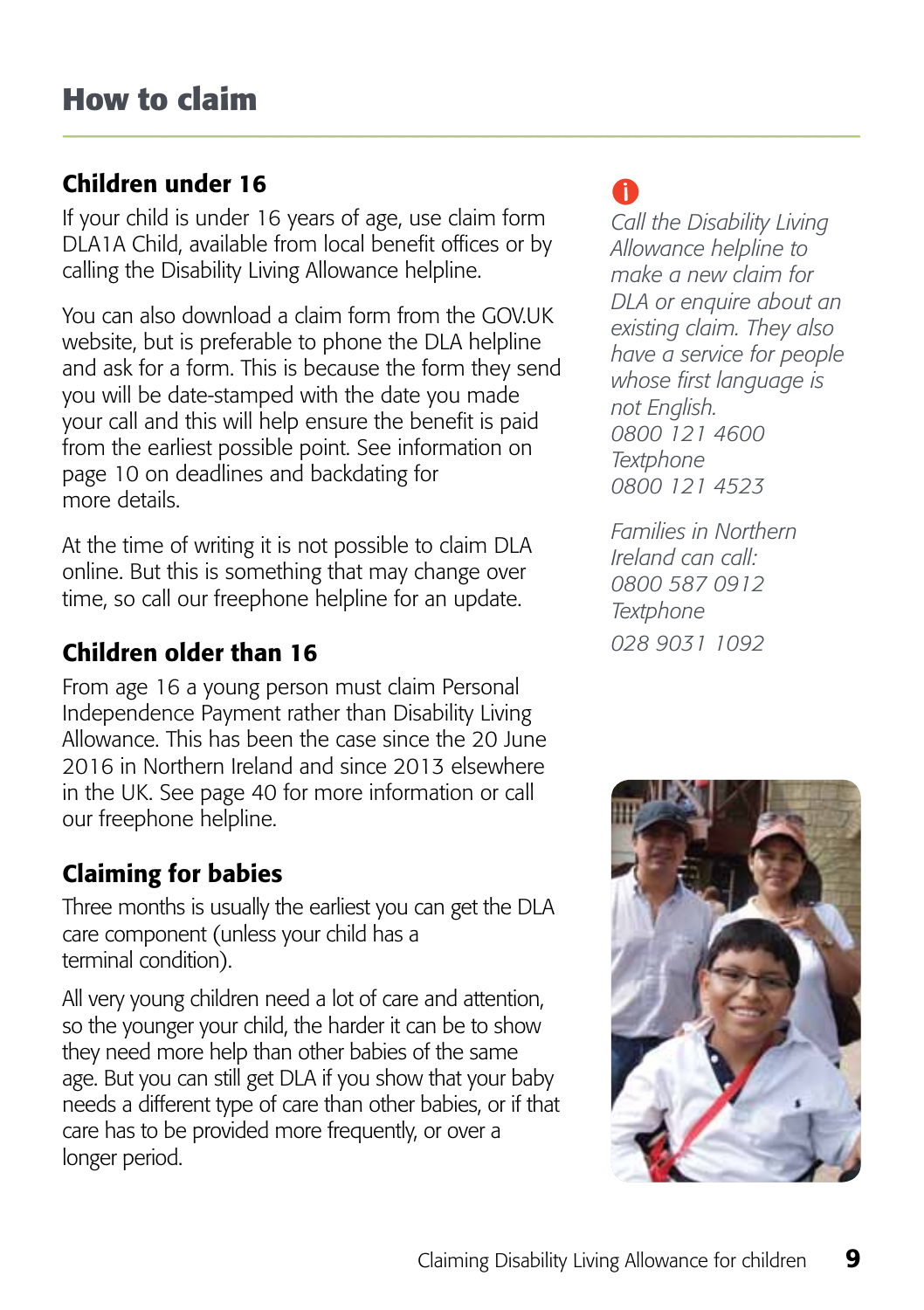# How to claim

## Children under 16

If your child is under 16 years of age, use claim form DLA1A Child, available from local benefit offices or by calling the Disability Living Allowance helpline.

You can also download a claim form from the GOV.UK website, but is preferable to phone the DLA helpline and ask for a form. This is because the form they send you will be date-stamped with the date you made your call and this will help ensure the benefit is paid from the earliest possible point. See information on page 10 on deadlines and backdating for more details.

At the time of writing it is not possible to claim DLA online. But this is something that may change over time, so call our freephone helpline for an update.

## Children older than 16

From age 16 a young person must claim Personal Independence Payment rather than Disability Living Allowance. This has been the case since the 20 June 2016 in Northern Ireland and since 2013 elsewhere in the UK. See page 40 for more information or call our freephone helpline.

## Claiming for babies

Three months is usually the earliest you can get the DLA care component (unless your child has a terminal condition).

All very young children need a lot of care and attention, so the younger your child, the harder it can be to show they need more help than other babies of the same age. But you can still get DLA if you show that your baby needs a different type of care than other babies, or if that care has to be provided more frequently, or over a longer period.

*Call the Disability Living Allowance helpline to make a new claim for DLA or enquire about an existing claim. They also have a service for people whose first language is not English.*
*0800 121 4600*
*Textphone*
*0800 121 4523*

*Families in Northern Ireland can call:*
*0800 587 0912*
*Textphone*
*028 9031 1092*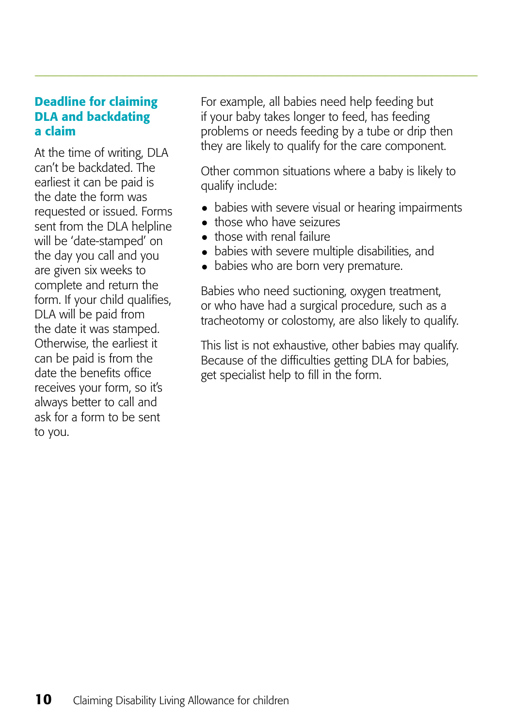### Deadline for claiming DLA and backdating a claim

At the time of writing, DLA can't be backdated. The earliest it can be paid is the date the form was requested or issued. Forms sent from the DLA helpline will be 'date-stamped' on the day you call and you are given six weeks to complete and return the form. If your child qualifies, DLA will be paid from the date it was stamped. Otherwise, the earliest it can be paid is from the date the benefits office receives your form, so it's always better to call and ask for a form to be sent to you.

For example, all babies need help feeding but if your baby takes longer to feed, has feeding problems or needs feeding by a tube or drip then they are likely to qualify for the care component.

Other common situations where a baby is likely to qualify include:

- babies with severe visual or hearing impairments
- those who have seizures
- those with renal failure
- babies with severe multiple disabilities, and
- babies who are born very premature.

Babies who need suctioning, oxygen treatment, or who have had a surgical procedure, such as a tracheotomy or colostomy, are also likely to qualify.

This list is not exhaustive, other babies may qualify. Because of the difficulties getting DLA for babies, get specialist help to fill in the form.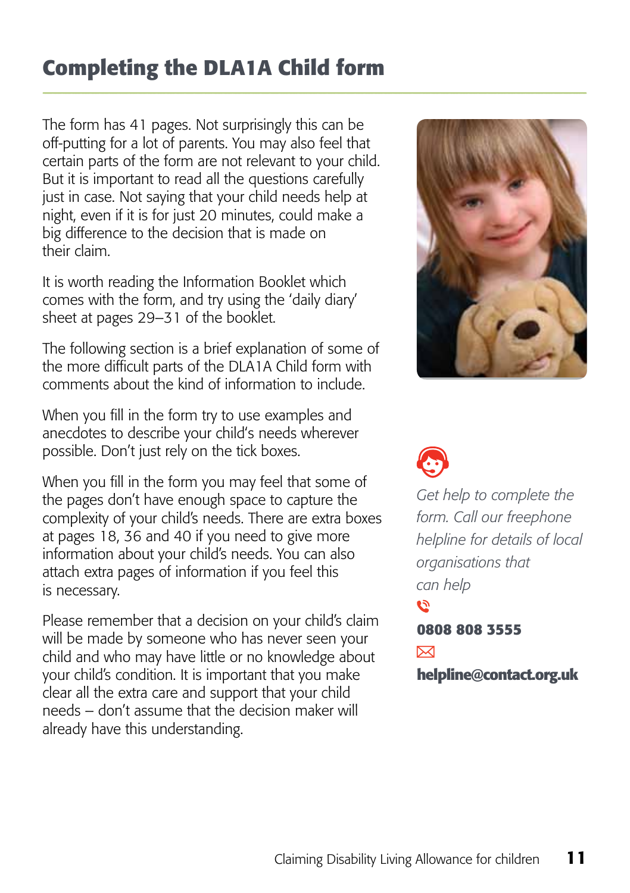# Completing the DLA1A Child form

The form has 41 pages. Not surprisingly this can be off-putting for a lot of parents. You may also feel that certain parts of the form are not relevant to your child. But it is important to read all the questions carefully just in case. Not saying that your child needs help at night, even if it is for just 20 minutes, could make a big difference to the decision that is made on their claim.

It is worth reading the Information Booklet which comes with the form, and try using the 'daily diary' sheet at pages 29–31 of the booklet.

The following section is a brief explanation of some of the more difficult parts of the DLA1A Child form with comments about the kind of information to include.

When you fill in the form try to use examples and anecdotes to describe your child's needs wherever possible. Don't just rely on the tick boxes.

When you fill in the form you may feel that some of the pages don't have enough space to capture the complexity of your child's needs. There are extra boxes at pages 18, 36 and 40 if you need to give more information about your child's needs. You can also attach extra pages of information if you feel this is necessary.

Please remember that a decision on your child's claim will be made by someone who has never seen your child and who may have little or no knowledge about your child's condition. It is important that you make clear all the extra care and support that your child needs – don't assume that the decision maker will already have this understanding.

*Get help to complete the form. Call our freephone helpline for details of local organisations that can help*

**0808 808 3555**

**helpline@contact.org.uk**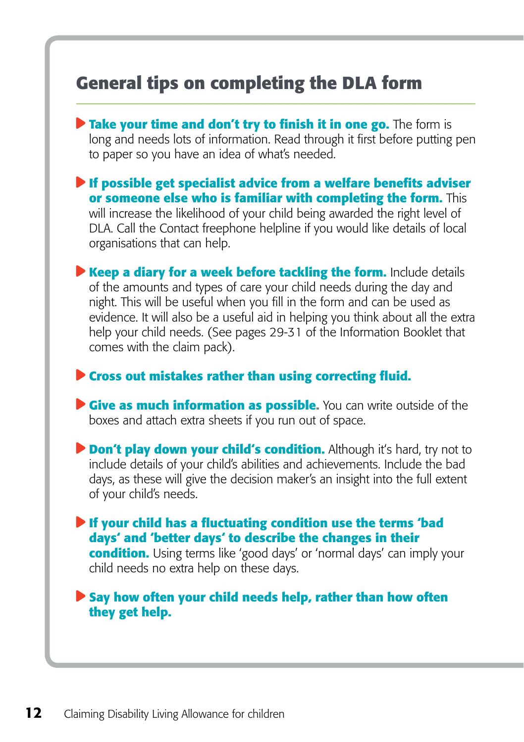## General tips on completing the DLA form

- **Take your time and don't try to finish it in one go.** The form is long and needs lots of information. Read through it first before putting pen to paper so you have an idea of what's needed.
- **If possible get specialist advice from a welfare benefits adviser or someone else who is familiar with completing the form.** This will increase the likelihood of your child being awarded the right level of DLA. Call the Contact freephone helpline if you would like details of local organisations that can help.
- **Keep a diary for a week before tackling the form.** Include details of the amounts and types of care your child needs during the day and night. This will be useful when you fill in the form and can be used as evidence. It will also be a useful aid in helping you think about all the extra help your child needs. (See pages 29-31 of the Information Booklet that comes with the claim pack).
- **Cross out mistakes rather than using correcting fluid.**
- **Give as much information as possible.** You can write outside of the boxes and attach extra sheets if you run out of space.
- **Don't play down your child's condition.** Although it's hard, try not to include details of your child's abilities and achievements. Include the bad days, as these will give the decision maker's an insight into the full extent of your child's needs.
- **If your child has a fluctuating condition use the terms 'bad days' and 'better days' to describe the changes in their condition.** Using terms like 'good days' or 'normal days' can imply your child needs no extra help on these days.
- **Say how often your child needs help, rather than how often they get help.**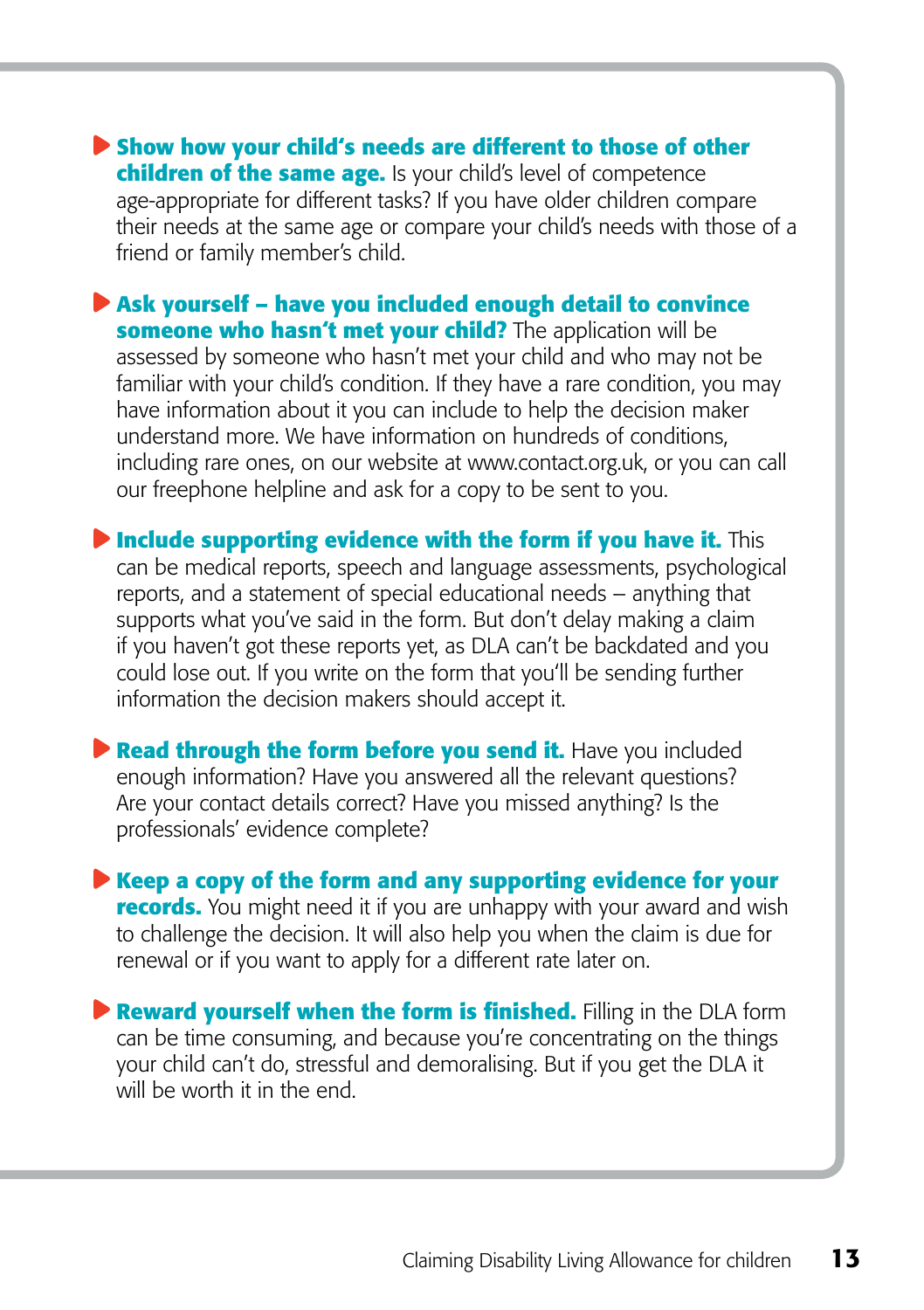- **Show how your child's needs are different to those of other children of the same age.** Is your child's level of competence age-appropriate for different tasks? If you have older children compare their needs at the same age or compare your child's needs with those of a friend or family member's child.

- **Ask yourself – have you included enough detail to convince someone who hasn't met your child?** The application will be assessed by someone who hasn't met your child and who may not be familiar with your child's condition. If they have a rare condition, you may have information about it you can include to help the decision maker understand more. We have information on hundreds of conditions, including rare ones, on our website at www.contact.org.uk, or you can call our freephone helpline and ask for a copy to be sent to you.

- **Include supporting evidence with the form if you have it.** This can be medical reports, speech and language assessments, psychological reports, and a statement of special educational needs – anything that supports what you've said in the form. But don't delay making a claim if you haven't got these reports yet, as DLA can't be backdated and you could lose out. If you write on the form that you'll be sending further information the decision makers should accept it.

- **Read through the form before you send it.** Have you included enough information? Have you answered all the relevant questions? Are your contact details correct? Have you missed anything? Is the professionals' evidence complete?

- **Keep a copy of the form and any supporting evidence for your records.** You might need it if you are unhappy with your award and wish to challenge the decision. It will also help you when the claim is due for renewal or if you want to apply for a different rate later on.

- **Reward yourself when the form is finished.** Filling in the DLA form can be time consuming, and because you're concentrating on the things your child can't do, stressful and demoralising. But if you get the DLA it will be worth it in the end.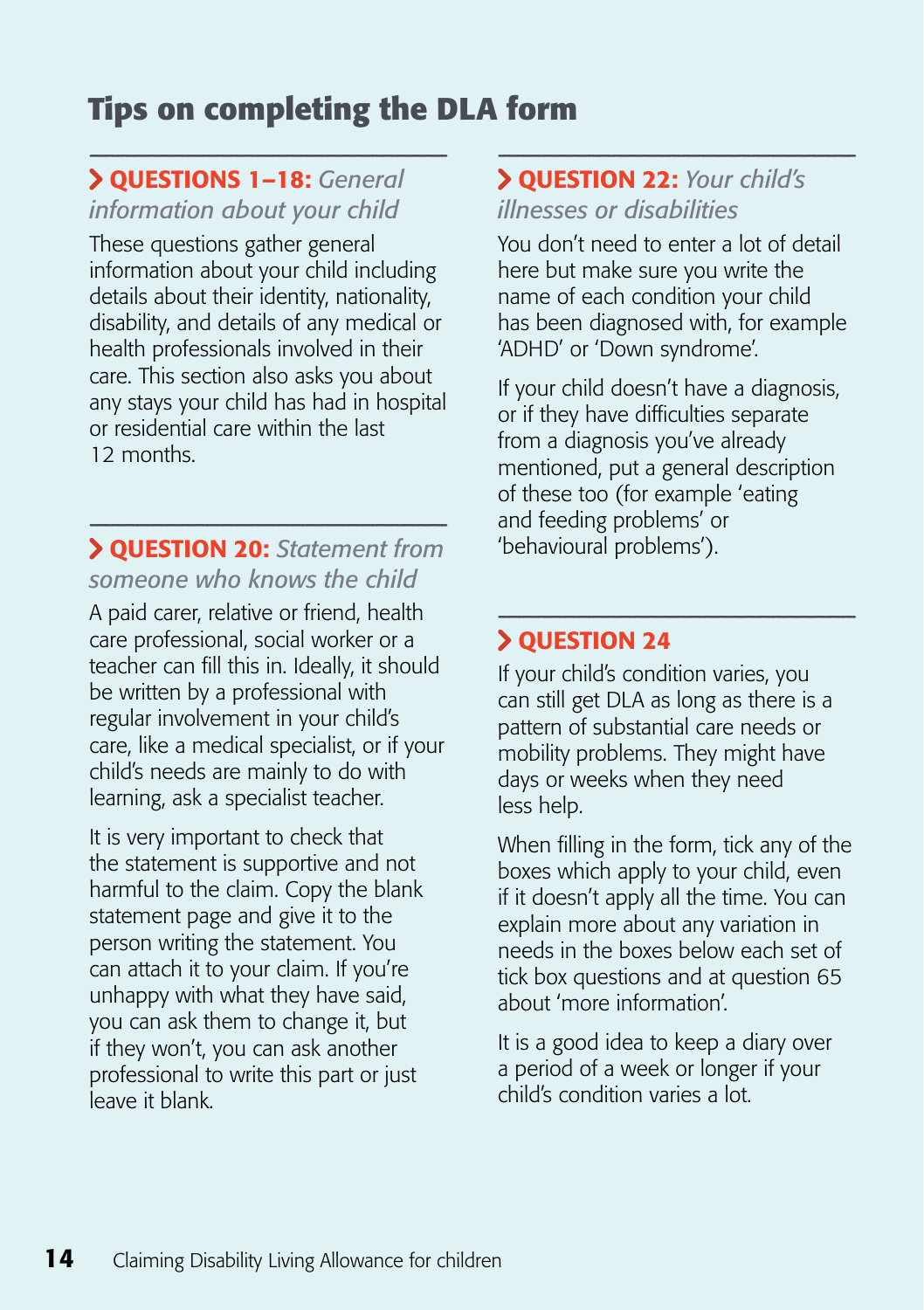# Tips on completing the DLA form

## QUESTIONS 1–18: *General information about your child*

These questions gather general information about your child including details about their identity, nationality, disability, and details of any medical or health professionals involved in their care. This section also asks you about any stays your child has had in hospital or residential care within the last 12 months.

## QUESTION 20: *Statement from someone who knows the child*

A paid carer, relative or friend, health care professional, social worker or a teacher can fill this in. Ideally, it should be written by a professional with regular involvement in your child's care, like a medical specialist, or if your child's needs are mainly to do with learning, ask a specialist teacher.

It is very important to check that the statement is supportive and not harmful to the claim. Copy the blank statement page and give it to the person writing the statement. You can attach it to your claim. If you're unhappy with what they have said, you can ask them to change it, but if they won't, you can ask another professional to write this part or just leave it blank.

## QUESTION 22: *Your child's illnesses or disabilities*

You don't need to enter a lot of detail here but make sure you write the name of each condition your child has been diagnosed with, for example 'ADHD' or 'Down syndrome'.

If your child doesn't have a diagnosis, or if they have difficulties separate from a diagnosis you've already mentioned, put a general description of these too (for example 'eating and feeding problems' or 'behavioural problems').

## QUESTION 24

If your child's condition varies, you can still get DLA as long as there is a pattern of substantial care needs or mobility problems. They might have days or weeks when they need less help.

When filling in the form, tick any of the boxes which apply to your child, even if it doesn't apply all the time. You can explain more about any variation in needs in the boxes below each set of tick box questions and at question 65 about 'more information'.

It is a good idea to keep a diary over a period of a week or longer if your child's condition varies a lot.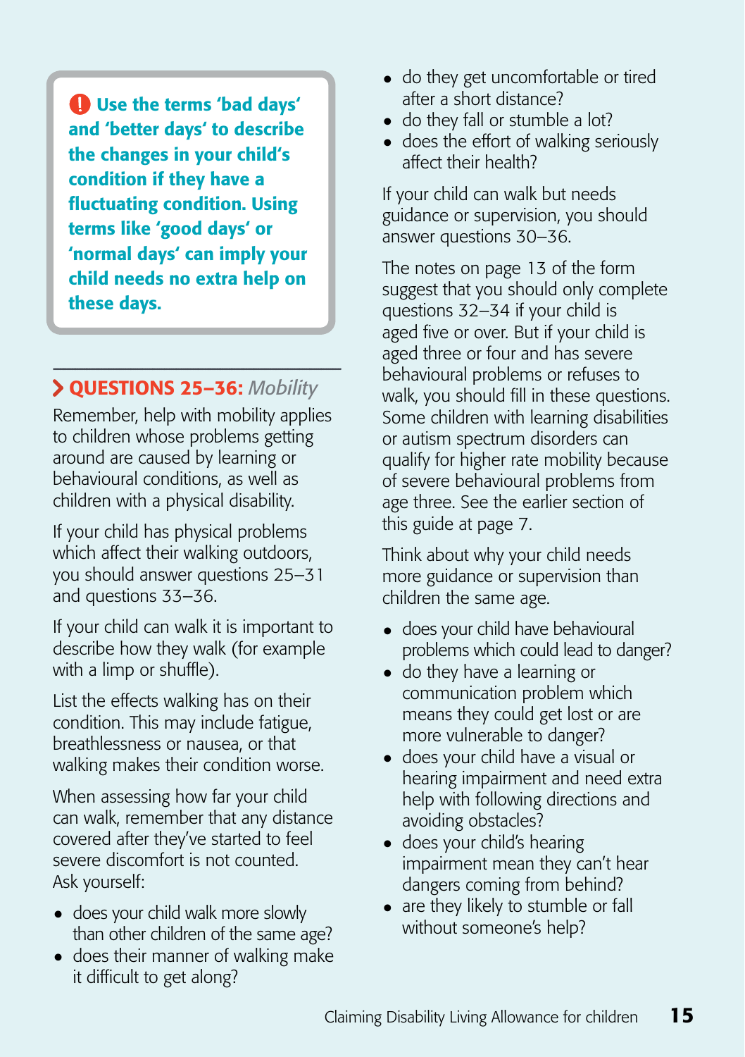**! Use the terms 'bad days' and 'better days' to describe the changes in your child's condition if they have a fluctuating condition. Using terms like 'good days' or 'normal days' can imply your child needs no extra help on these days.**

## QUESTIONS 25–36: *Mobility*

Remember, help with mobility applies to children whose problems getting around are caused by learning or behavioural conditions, as well as children with a physical disability.

If your child has physical problems which affect their walking outdoors, you should answer questions 25–31 and questions 33–36.

If your child can walk it is important to describe how they walk (for example with a limp or shuffle).

List the effects walking has on their condition. This may include fatigue, breathlessness or nausea, or that walking makes their condition worse.

When assessing how far your child can walk, remember that any distance covered after they've started to feel severe discomfort is not counted. Ask yourself:

- does your child walk more slowly than other children of the same age?
- does their manner of walking make it difficult to get along?
- do they get uncomfortable or tired after a short distance?
- do they fall or stumble a lot?
- does the effort of walking seriously affect their health?

If your child can walk but needs guidance or supervision, you should answer questions 30–36.

The notes on page 13 of the form suggest that you should only complete questions 32–34 if your child is aged five or over. But if your child is aged three or four and has severe behavioural problems or refuses to walk, you should fill in these questions. Some children with learning disabilities or autism spectrum disorders can qualify for higher rate mobility because of severe behavioural problems from age three. See the earlier section of this guide at page 7.

Think about why your child needs more guidance or supervision than children the same age.

- does your child have behavioural problems which could lead to danger?
- do they have a learning or communication problem which means they could get lost or are more vulnerable to danger?
- does your child have a visual or hearing impairment and need extra help with following directions and avoiding obstacles?
- does your child's hearing impairment mean they can't hear dangers coming from behind?
- are they likely to stumble or fall without someone's help?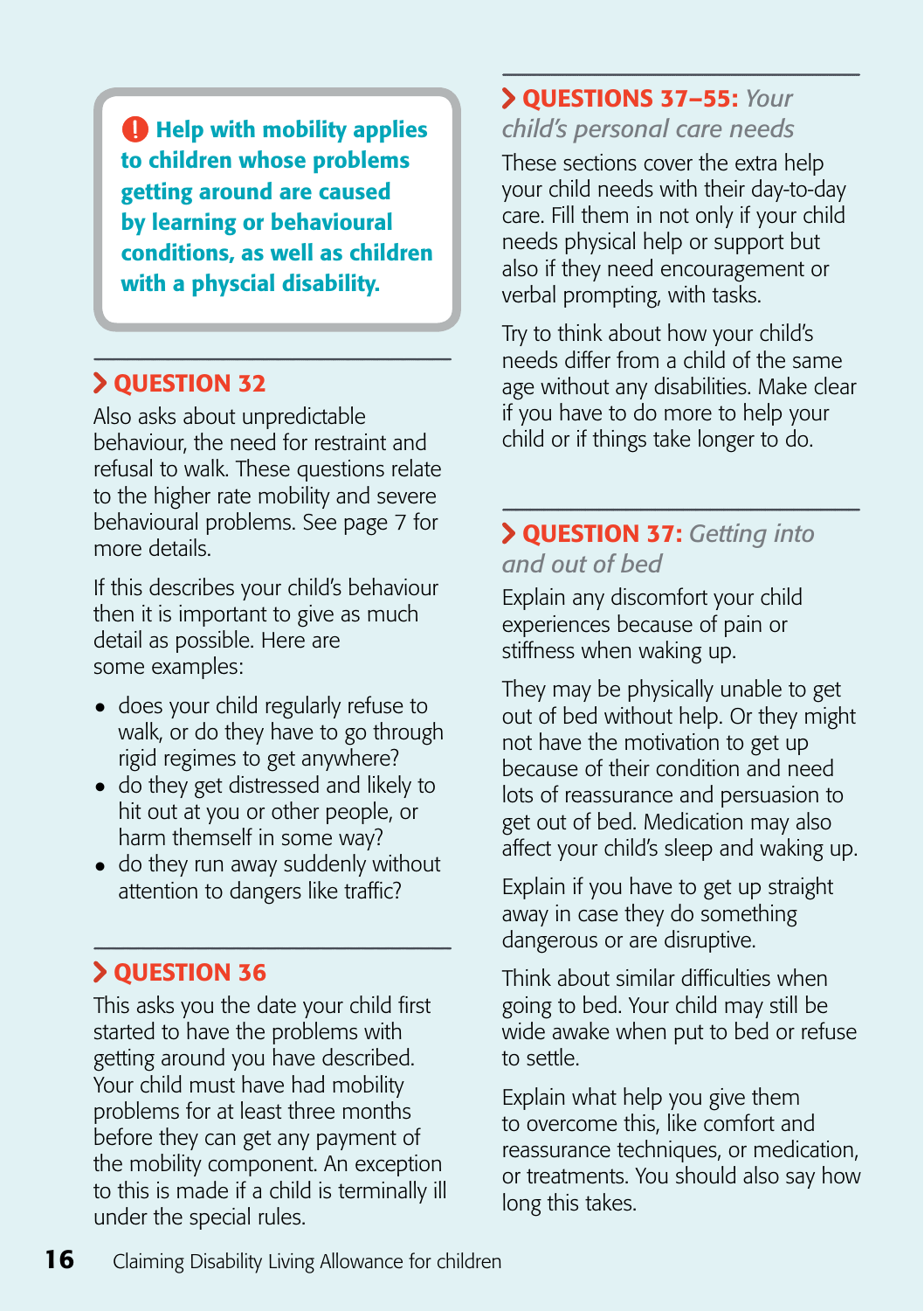**Help with mobility applies to children whose problems getting around are caused by learning or behavioural conditions, as well as children with a physcial disability.**

## QUESTION 32

Also asks about unpredictable behaviour, the need for restraint and refusal to walk. These questions relate to the higher rate mobility and severe behavioural problems. See page 7 for more details.

If this describes your child's behaviour then it is important to give as much detail as possible. Here are some examples:

- does your child regularly refuse to walk, or do they have to go through rigid regimes to get anywhere?
- do they get distressed and likely to hit out at you or other people, or harm themself in some way?
- do they run away suddenly without attention to dangers like traffic?

## QUESTION 36

This asks you the date your child first started to have the problems with getting around you have described. Your child must have had mobility problems for at least three months before they can get any payment of the mobility component. An exception to this is made if a child is terminally ill under the special rules.

## QUESTIONS 37–55: *Your child's personal care needs*

These sections cover the extra help your child needs with their day-to-day care. Fill them in not only if your child needs physical help or support but also if they need encouragement or verbal prompting, with tasks.

Try to think about how your child's needs differ from a child of the same age without any disabilities. Make clear if you have to do more to help your child or if things take longer to do.

## QUESTION 37: *Getting into and out of bed*

Explain any discomfort your child experiences because of pain or stiffness when waking up.

They may be physically unable to get out of bed without help. Or they might not have the motivation to get up because of their condition and need lots of reassurance and persuasion to get out of bed. Medication may also affect your child's sleep and waking up.

Explain if you have to get up straight away in case they do something dangerous or are disruptive.

Think about similar difficulties when going to bed. Your child may still be wide awake when put to bed or refuse to settle.

Explain what help you give them to overcome this, like comfort and reassurance techniques, or medication, or treatments. You should also say how long this takes.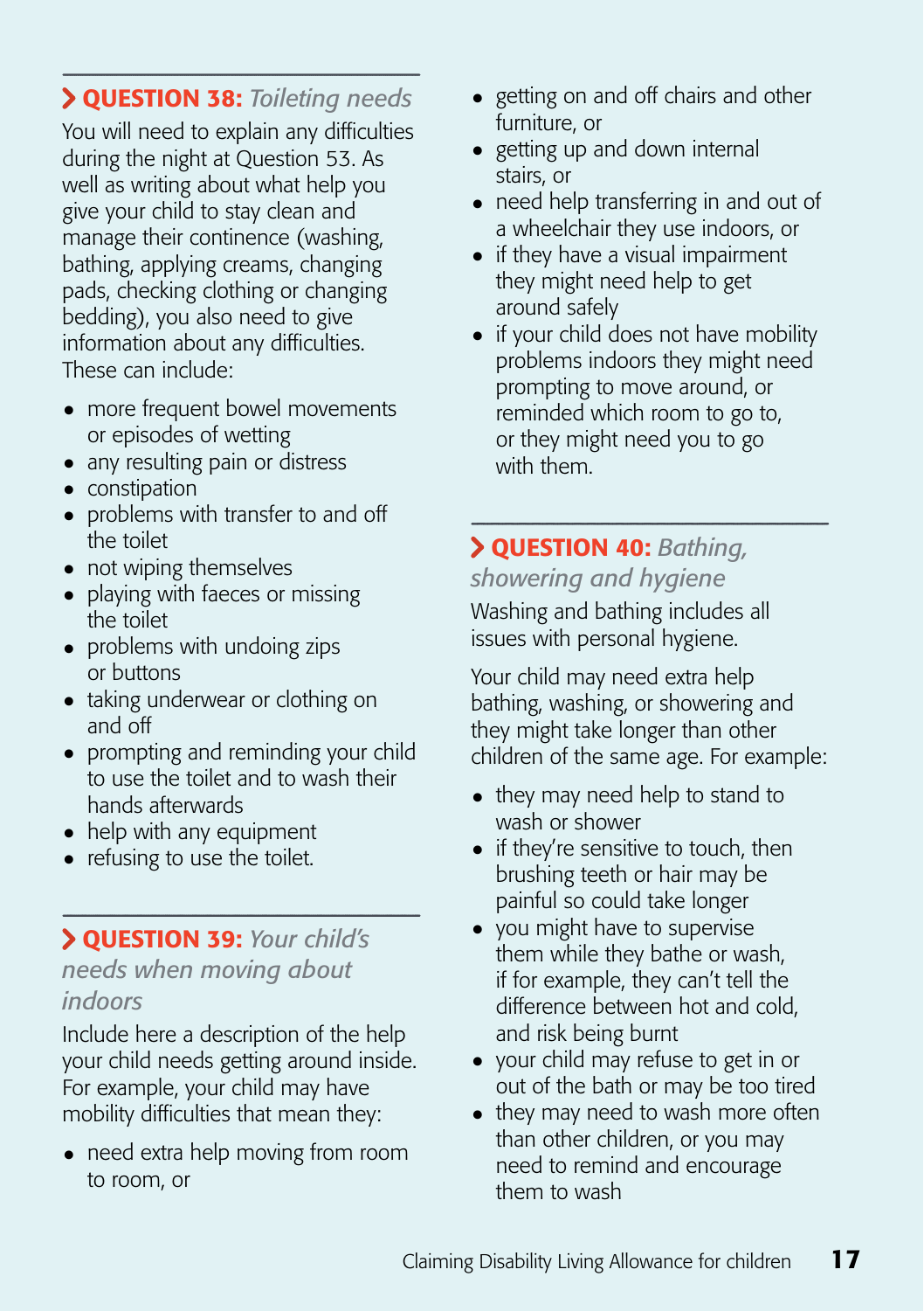## QUESTION 38: *Toileting needs*

You will need to explain any difficulties during the night at Question 53. As well as writing about what help you give your child to stay clean and manage their continence (washing, bathing, applying creams, changing pads, checking clothing or changing bedding), you also need to give information about any difficulties. These can include:

- more frequent bowel movements or episodes of wetting
- any resulting pain or distress
- constipation
- problems with transfer to and off the toilet
- not wiping themselves
- playing with faeces or missing the toilet
- problems with undoing zips or buttons
- taking underwear or clothing on and off
- prompting and reminding your child to use the toilet and to wash their hands afterwards
- help with any equipment
- refusing to use the toilet.

## QUESTION 39: *Your child's needs when moving about indoors*

Include here a description of the help your child needs getting around inside. For example, your child may have mobility difficulties that mean they:

- need extra help moving from room to room, or
- getting on and off chairs and other furniture, or
- getting up and down internal stairs, or
- need help transferring in and out of a wheelchair they use indoors, or
- if they have a visual impairment they might need help to get around safely
- if your child does not have mobility problems indoors they might need prompting to move around, or reminded which room to go to, or they might need you to go with them.

## QUESTION 40: *Bathing, showering and hygiene*

Washing and bathing includes all issues with personal hygiene.

Your child may need extra help bathing, washing, or showering and they might take longer than other children of the same age. For example:

- they may need help to stand to wash or shower
- if they're sensitive to touch, then brushing teeth or hair may be painful so could take longer
- you might have to supervise them while they bathe or wash, if for example, they can't tell the difference between hot and cold, and risk being burnt
- your child may refuse to get in or out of the bath or may be too tired
- they may need to wash more often than other children, or you may need to remind and encourage them to wash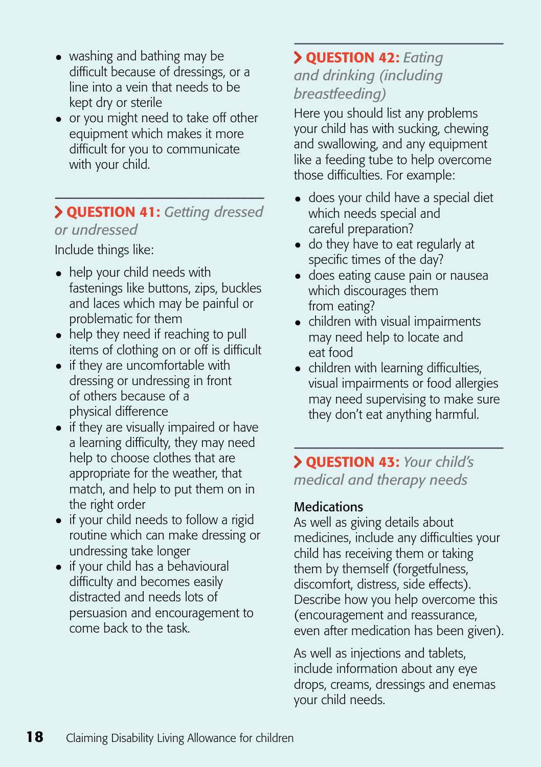- washing and bathing may be difficult because of dressings, or a line into a vein that needs to be kept dry or sterile
- or you might need to take off other equipment which makes it more difficult for you to communicate with your child.

## QUESTION 41: *Getting dressed or undressed*

Include things like:

- help your child needs with fastenings like buttons, zips, buckles and laces which may be painful or problematic for them
- help they need if reaching to pull items of clothing on or off is difficult
- if they are uncomfortable with dressing or undressing in front of others because of a physical difference
- if they are visually impaired or have a learning difficulty, they may need help to choose clothes that are appropriate for the weather, that match, and help to put them on in the right order
- if your child needs to follow a rigid routine which can make dressing or undressing take longer
- if your child has a behavioural difficulty and becomes easily distracted and needs lots of persuasion and encouragement to come back to the task.

## QUESTION 42: *Eating and drinking (including breastfeeding)*

Here you should list any problems your child has with sucking, chewing and swallowing, and any equipment like a feeding tube to help overcome those difficulties. For example:

- does your child have a special diet which needs special and careful preparation?
- do they have to eat regularly at specific times of the day?
- does eating cause pain or nausea which discourages them from eating?
- children with visual impairments may need help to locate and eat food
- children with learning difficulties, visual impairments or food allergies may need supervising to make sure they don't eat anything harmful.

## QUESTION 43: *Your child's medical and therapy needs*

**Medications**

As well as giving details about medicines, include any difficulties your child has receiving them or taking them by themself (forgetfulness, discomfort, distress, side effects). Describe how you help overcome this (encouragement and reassurance, even after medication has been given).

As well as injections and tablets, include information about any eye drops, creams, dressings and enemas your child needs.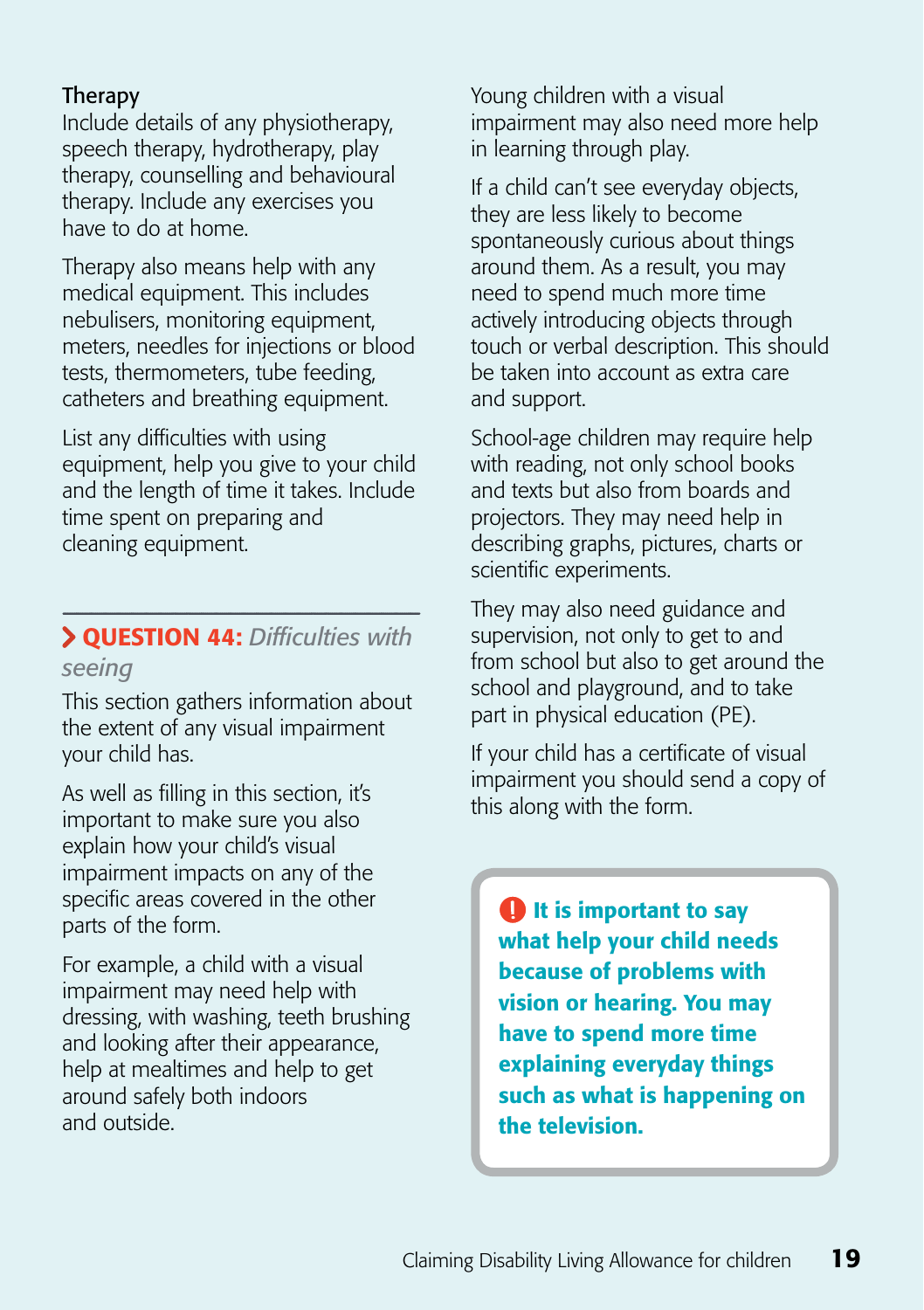**Therapy**
Include details of any physiotherapy, speech therapy, hydrotherapy, play therapy, counselling and behavioural therapy. Include any exercises you have to do at home.

Therapy also means help with any medical equipment. This includes nebulisers, monitoring equipment, meters, needles for injections or blood tests, thermometers, tube feeding, catheters and breathing equipment.

List any difficulties with using equipment, help you give to your child and the length of time it takes. Include time spent on preparing and cleaning equipment.

## QUESTION 44: *Difficulties with seeing*

This section gathers information about the extent of any visual impairment your child has.

As well as filling in this section, it's important to make sure you also explain how your child's visual impairment impacts on any of the specific areas covered in the other parts of the form.

For example, a child with a visual impairment may need help with dressing, with washing, teeth brushing and looking after their appearance, help at mealtimes and help to get around safely both indoors and outside.

Young children with a visual impairment may also need more help in learning through play.

If a child can't see everyday objects, they are less likely to become spontaneously curious about things around them. As a result, you may need to spend much more time actively introducing objects through touch or verbal description. This should be taken into account as extra care and support.

School-age children may require help with reading, not only school books and texts but also from boards and projectors. They may need help in describing graphs, pictures, charts or scientific experiments.

They may also need guidance and supervision, not only to get to and from school but also to get around the school and playground, and to take part in physical education (PE).

If your child has a certificate of visual impairment you should send a copy of this along with the form.

> **! It is important to say what help your child needs because of problems with vision or hearing. You may have to spend more time explaining everyday things such as what is happening on the television.**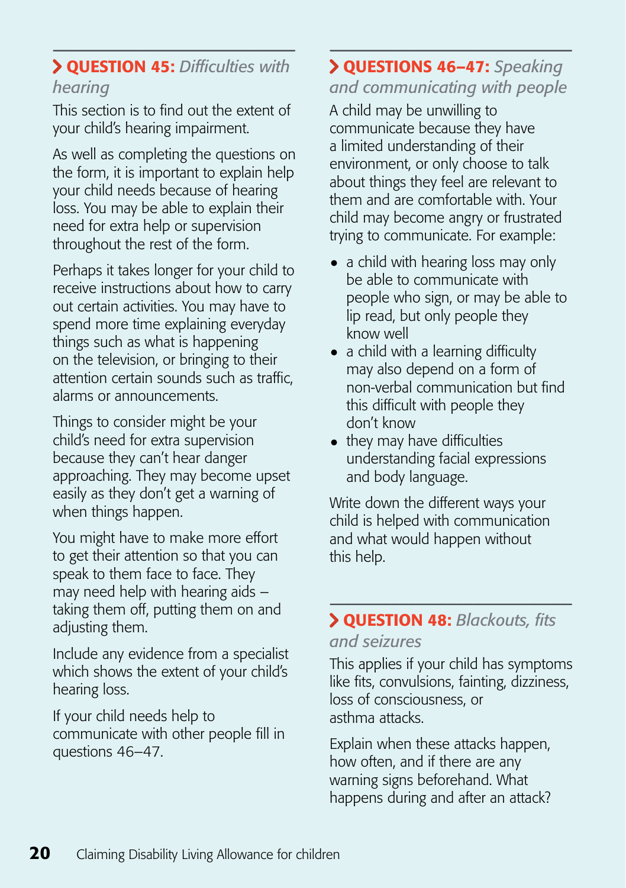## QUESTION 45: *Difficulties with hearing*

This section is to find out the extent of your child's hearing impairment.

As well as completing the questions on the form, it is important to explain help your child needs because of hearing loss. You may be able to explain their need for extra help or supervision throughout the rest of the form.

Perhaps it takes longer for your child to receive instructions about how to carry out certain activities. You may have to spend more time explaining everyday things such as what is happening on the television, or bringing to their attention certain sounds such as traffic, alarms or announcements.

Things to consider might be your child's need for extra supervision because they can't hear danger approaching. They may become upset easily as they don't get a warning of when things happen.

You might have to make more effort to get their attention so that you can speak to them face to face. They may need help with hearing aids – taking them off, putting them on and adjusting them.

Include any evidence from a specialist which shows the extent of your child's hearing loss.

If your child needs help to communicate with other people fill in questions 46–47.

## QUESTIONS 46–47: *Speaking and communicating with people*

A child may be unwilling to communicate because they have a limited understanding of their environment, or only choose to talk about things they feel are relevant to them and are comfortable with. Your child may become angry or frustrated trying to communicate. For example:

- a child with hearing loss may only be able to communicate with people who sign, or may be able to lip read, but only people they know well
- a child with a learning difficulty may also depend on a form of non-verbal communication but find this difficult with people they don't know
- they may have difficulties understanding facial expressions and body language.

Write down the different ways your child is helped with communication and what would happen without this help.

## QUESTION 48: *Blackouts, fits and seizures*

This applies if your child has symptoms like fits, convulsions, fainting, dizziness, loss of consciousness, or asthma attacks.

Explain when these attacks happen, how often, and if there are any warning signs beforehand. What happens during and after an attack?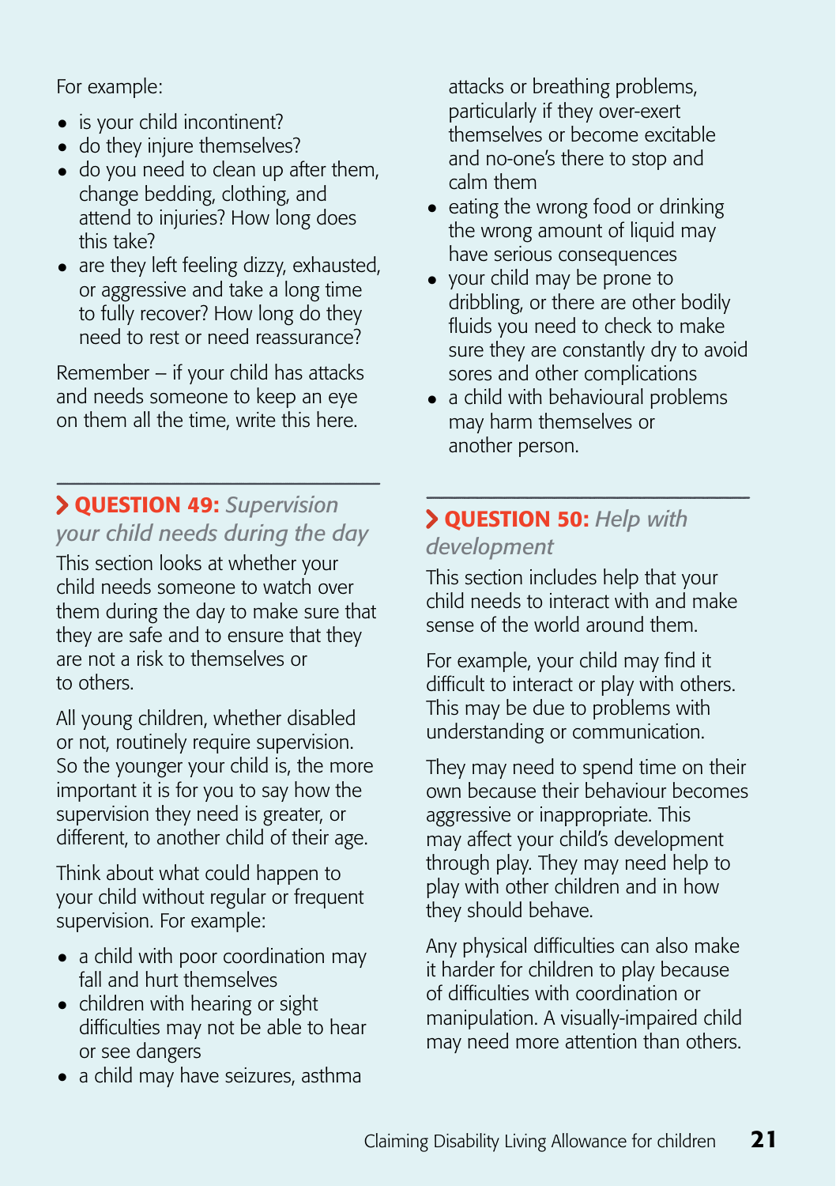For example:

- is your child incontinent?
- do they injure themselves?
- do you need to clean up after them, change bedding, clothing, and attend to injuries? How long does this take?
- are they left feeling dizzy, exhausted, or aggressive and take a long time to fully recover? How long do they need to rest or need reassurance?

Remember – if your child has attacks and needs someone to keep an eye on them all the time, write this here.

## QUESTION 49: *Supervision your child needs during the day*

This section looks at whether your child needs someone to watch over them during the day to make sure that they are safe and to ensure that they are not a risk to themselves or to others.

All young children, whether disabled or not, routinely require supervision. So the younger your child is, the more important it is for you to say how the supervision they need is greater, or different, to another child of their age.

Think about what could happen to your child without regular or frequent supervision. For example:

- a child with poor coordination may fall and hurt themselves
- children with hearing or sight difficulties may not be able to hear or see dangers
- a child may have seizures, asthma attacks or breathing problems, particularly if they over-exert themselves or become excitable and no-one's there to stop and calm them
- eating the wrong food or drinking the wrong amount of liquid may have serious consequences
- your child may be prone to dribbling, or there are other bodily fluids you need to check to make sure they are constantly dry to avoid sores and other complications
- a child with behavioural problems may harm themselves or another person.

## QUESTION 50: *Help with development*

This section includes help that your child needs to interact with and make sense of the world around them.

For example, your child may find it difficult to interact or play with others. This may be due to problems with understanding or communication.

They may need to spend time on their own because their behaviour becomes aggressive or inappropriate. This may affect your child's development through play. They may need help to play with other children and in how they should behave.

Any physical difficulties can also make it harder for children to play because of difficulties with coordination or manipulation. A visually-impaired child may need more attention than others.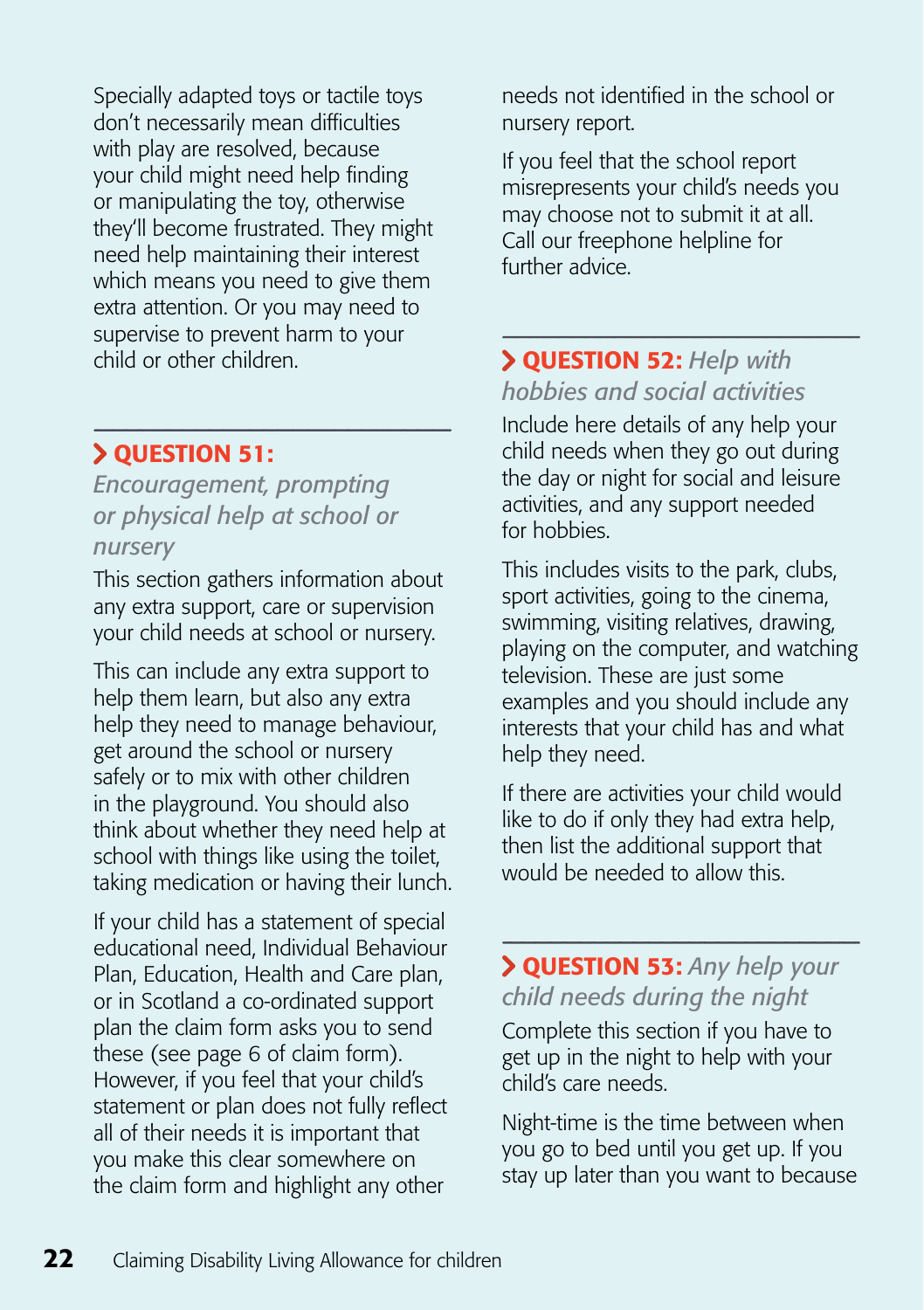Specially adapted toys or tactile toys don't necessarily mean difficulties with play are resolved, because your child might need help finding or manipulating the toy, otherwise they'll become frustrated. They might need help maintaining their interest which means you need to give them extra attention. Or you may need to supervise to prevent harm to your child or other children.

## QUESTION 51: *Encouragement, prompting or physical help at school or nursery*

This section gathers information about any extra support, care or supervision your child needs at school or nursery.

This can include any extra support to help them learn, but also any extra help they need to manage behaviour, get around the school or nursery safely or to mix with other children in the playground. You should also think about whether they need help at school with things like using the toilet, taking medication or having their lunch.

If your child has a statement of special educational need, Individual Behaviour Plan, Education, Health and Care plan, or in Scotland a co-ordinated support plan the claim form asks you to send these (see page 6 of claim form). However, if you feel that your child's statement or plan does not fully reflect all of their needs it is important that you make this clear somewhere on the claim form and highlight any other needs not identified in the school or nursery report.

If you feel that the school report misrepresents your child's needs you may choose not to submit it at all. Call our freephone helpline for further advice.

## QUESTION 52: *Help with hobbies and social activities*

Include here details of any help your child needs when they go out during the day or night for social and leisure activities, and any support needed for hobbies.

This includes visits to the park, clubs, sport activities, going to the cinema, swimming, visiting relatives, drawing, playing on the computer, and watching television. These are just some examples and you should include any interests that your child has and what help they need.

If there are activities your child would like to do if only they had extra help, then list the additional support that would be needed to allow this.

## QUESTION 53: *Any help your child needs during the night*

Complete this section if you have to get up in the night to help with your child's care needs.

Night-time is the time between when you go to bed until you get up. If you stay up later than you want to because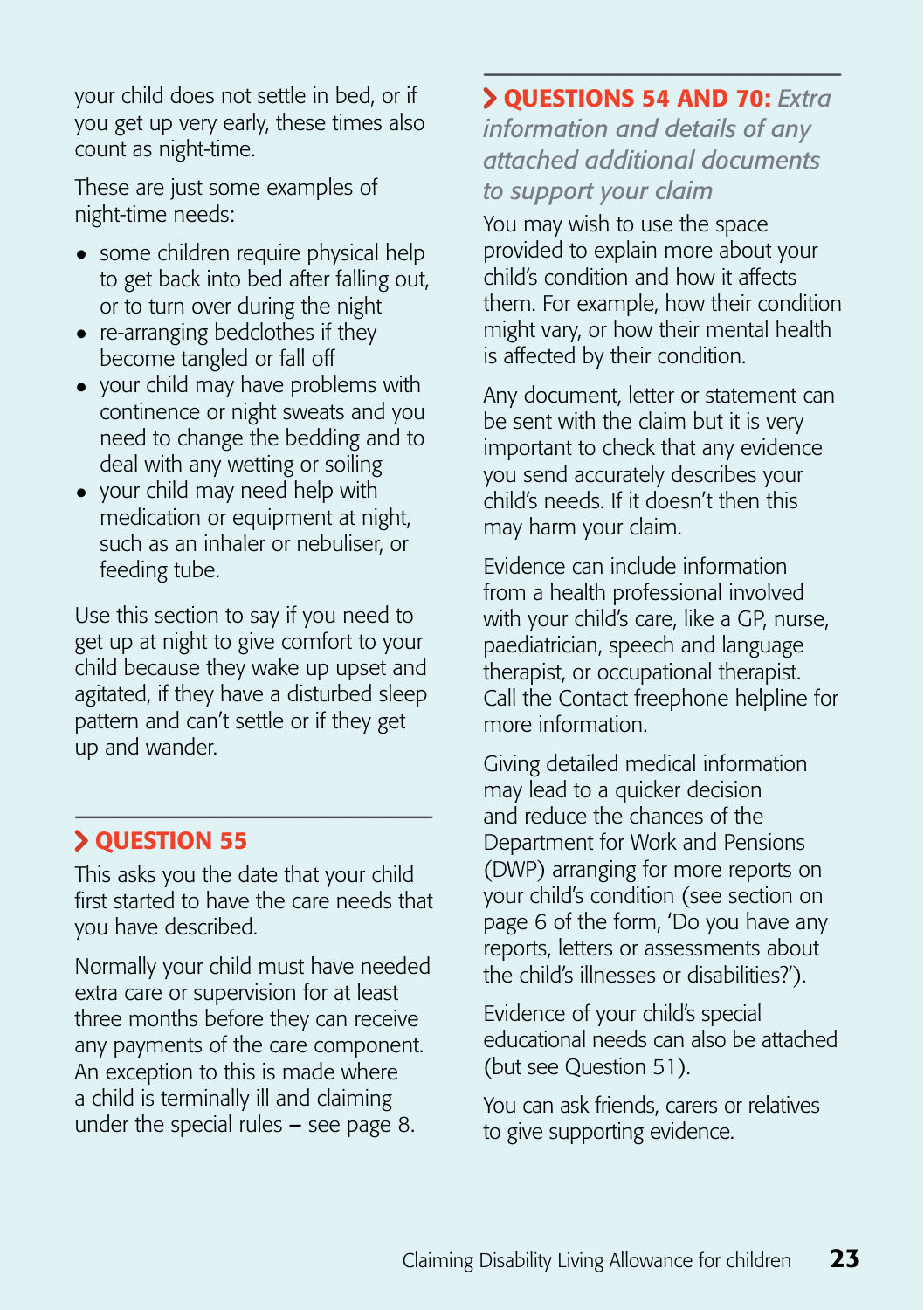your child does not settle in bed, or if you get up very early, these times also count as night-time.

These are just some examples of night-time needs:

- some children require physical help to get back into bed after falling out, or to turn over during the night
- re-arranging bedclothes if they become tangled or fall off
- your child may have problems with continence or night sweats and you need to change the bedding and to deal with any wetting or soiling
- your child may need help with medication or equipment at night, such as an inhaler or nebuliser, or feeding tube.

Use this section to say if you need to get up at night to give comfort to your child because they wake up upset and agitated, if they have a disturbed sleep pattern and can't settle or if they get up and wander.

## QUESTION 55

This asks you the date that your child first started to have the care needs that you have described.

Normally your child must have needed extra care or supervision for at least three months before they can receive any payments of the care component. An exception to this is made where a child is terminally ill and claiming under the special rules – see page 8.

## QUESTIONS 54 AND 70: *Extra information and details of any attached additional documents to support your claim*

You may wish to use the space provided to explain more about your child's condition and how it affects them. For example, how their condition might vary, or how their mental health is affected by their condition.

Any document, letter or statement can be sent with the claim but it is very important to check that any evidence you send accurately describes your child's needs. If it doesn't then this may harm your claim.

Evidence can include information from a health professional involved with your child's care, like a GP, nurse, paediatrician, speech and language therapist, or occupational therapist. Call the Contact freephone helpline for more information.

Giving detailed medical information may lead to a quicker decision and reduce the chances of the Department for Work and Pensions (DWP) arranging for more reports on your child's condition (see section on page 6 of the form, 'Do you have any reports, letters or assessments about the child's illnesses or disabilities?').

Evidence of your child's special educational needs can also be attached (but see Question 51).

You can ask friends, carers or relatives to give supporting evidence.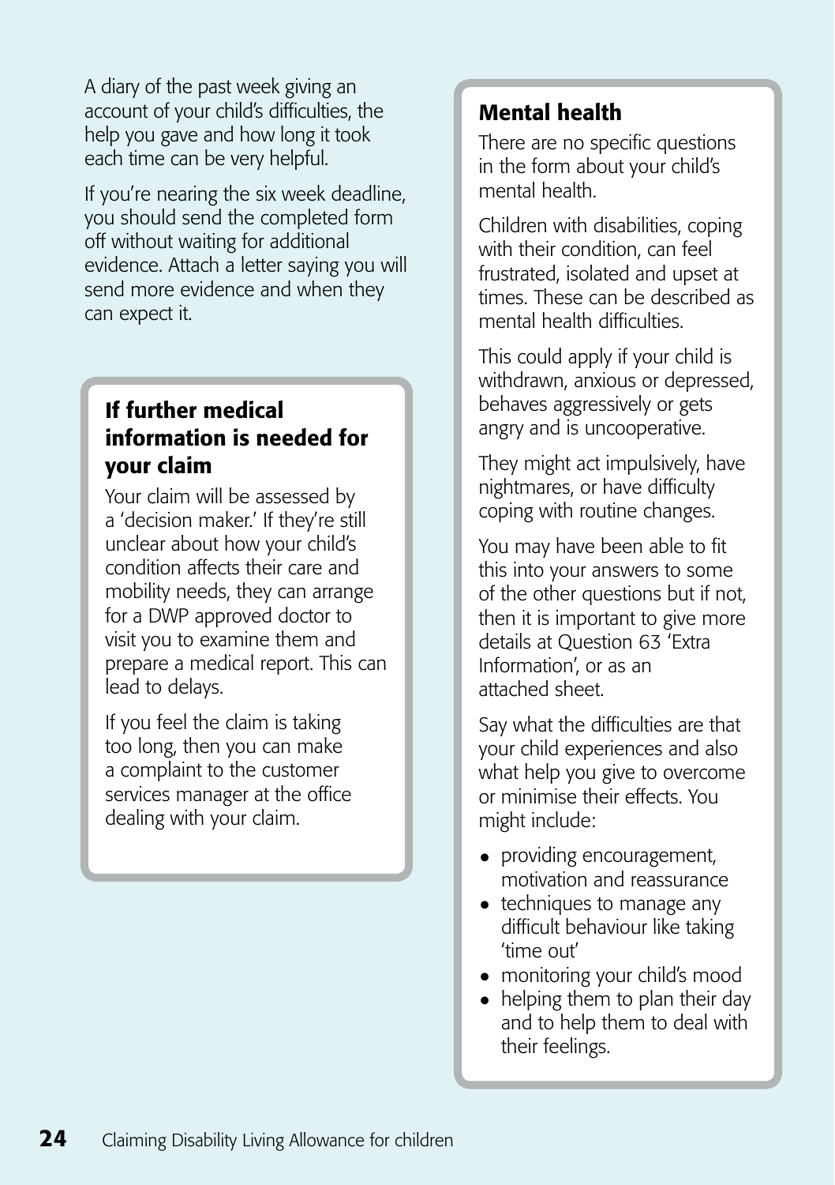A diary of the past week giving an account of your child's difficulties, the help you gave and how long it took each time can be very helpful.

If you're nearing the six week deadline, you should send the completed form off without waiting for additional evidence. Attach a letter saying you will send more evidence and when they can expect it.

## If further medical information is needed for your claim

Your claim will be assessed by a 'decision maker.' If they're still unclear about how your child's condition affects their care and mobility needs, they can arrange for a DWP approved doctor to visit you to examine them and prepare a medical report. This can lead to delays.

If you feel the claim is taking too long, then you can make a complaint to the customer services manager at the office dealing with your claim.

## Mental health

There are no specific questions in the form about your child's mental health.

Children with disabilities, coping with their condition, can feel frustrated, isolated and upset at times. These can be described as mental health difficulties.

This could apply if your child is withdrawn, anxious or depressed, behaves aggressively or gets angry and is uncooperative.

They might act impulsively, have nightmares, or have difficulty coping with routine changes.

You may have been able to fit this into your answers to some of the other questions but if not, then it is important to give more details at Question 63 'Extra Information', or as an attached sheet.

Say what the difficulties are that your child experiences and also what help you give to overcome or minimise their effects. You might include:

- providing encouragement, motivation and reassurance
- techniques to manage any difficult behaviour like taking 'time out'
- monitoring your child's mood
- helping them to plan their day and to help them to deal with their feelings.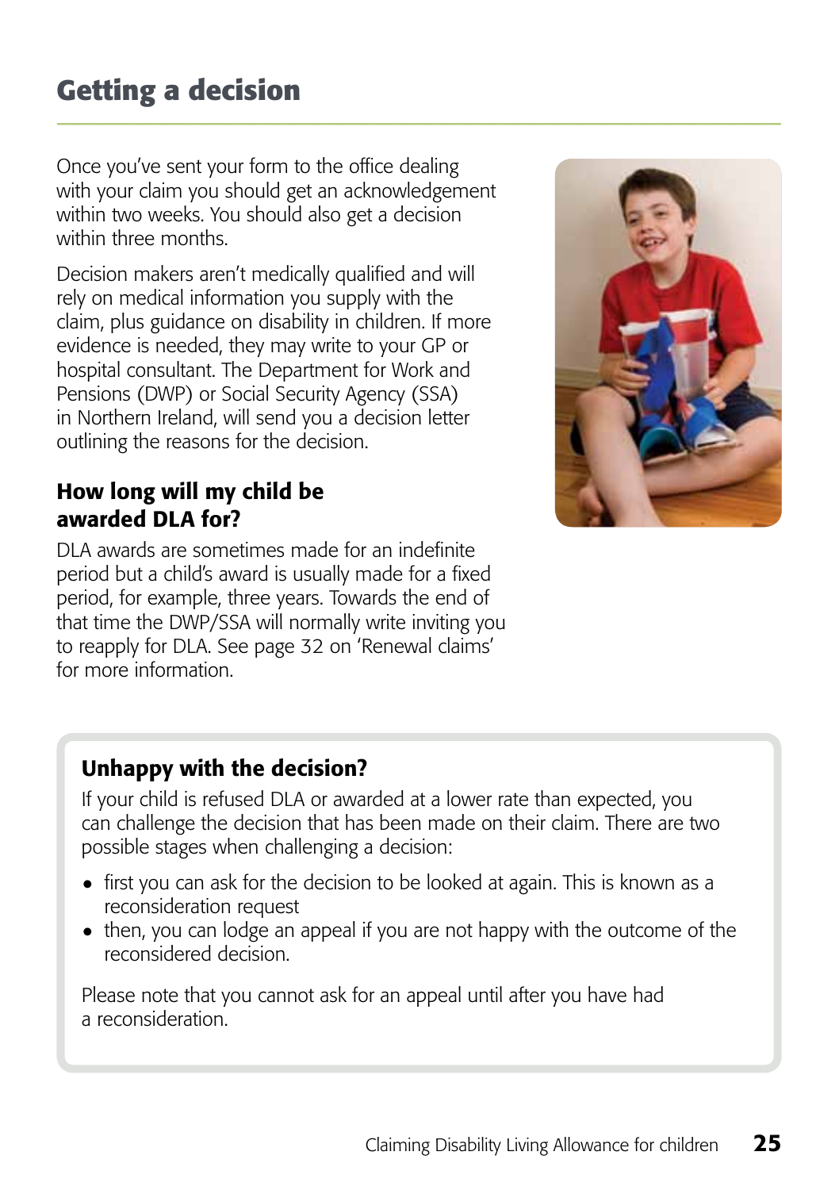## Getting a decision

Once you've sent your form to the office dealing with your claim you should get an acknowledgement within two weeks. You should also get a decision within three months.

Decision makers aren't medically qualified and will rely on medical information you supply with the claim, plus guidance on disability in children. If more evidence is needed, they may write to your GP or hospital consultant. The Department for Work and Pensions (DWP) or Social Security Agency (SSA) in Northern Ireland, will send you a decision letter outlining the reasons for the decision.

### How long will my child be awarded DLA for?

DLA awards are sometimes made for an indefinite period but a child's award is usually made for a fixed period, for example, three years. Towards the end of that time the DWP/SSA will normally write inviting you to reapply for DLA. See page 32 on 'Renewal claims' for more information.

### Unhappy with the decision?

If your child is refused DLA or awarded at a lower rate than expected, you can challenge the decision that has been made on their claim. There are two possible stages when challenging a decision:

- first you can ask for the decision to be looked at again. This is known as a reconsideration request
- then, you can lodge an appeal if you are not happy with the outcome of the reconsidered decision.

Please note that you cannot ask for an appeal until after you have had a reconsideration.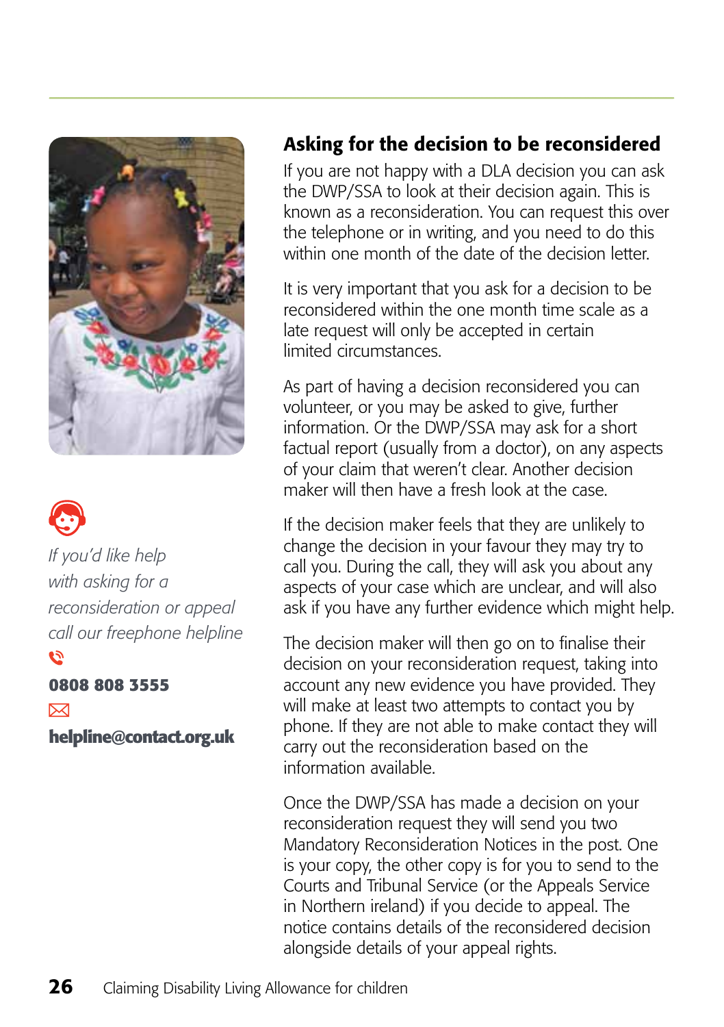## Asking for the decision to be reconsidered

If you are not happy with a DLA decision you can ask the DWP/SSA to look at their decision again. This is known as a reconsideration. You can request this over the telephone or in writing, and you need to do this within one month of the date of the decision letter.

It is very important that you ask for a decision to be reconsidered within the one month time scale as a late request will only be accepted in certain limited circumstances.

As part of having a decision reconsidered you can volunteer, or you may be asked to give, further information. Or the DWP/SSA may ask for a short factual report (usually from a doctor), on any aspects of your claim that weren't clear. Another decision maker will then have a fresh look at the case.

If the decision maker feels that they are unlikely to change the decision in your favour they may try to call you. During the call, they will ask you about any aspects of your case which are unclear, and will also ask if you have any further evidence which might help.

The decision maker will then go on to finalise their decision on your reconsideration request, taking into account any new evidence you have provided. They will make at least two attempts to contact you by phone. If they are not able to make contact they will carry out the reconsideration based on the information available.

Once the DWP/SSA has made a decision on your reconsideration request they will send you two Mandatory Reconsideration Notices in the post. One is your copy, the other copy is for you to send to the Courts and Tribunal Service (or the Appeals Service in Northern ireland) if you decide to appeal. The notice contains details of the reconsidered decision alongside details of your appeal rights.

*If you'd like help with asking for a reconsideration or appeal call our freephone helpline*

**0808 808 3555**

**helpline@contact.org.uk**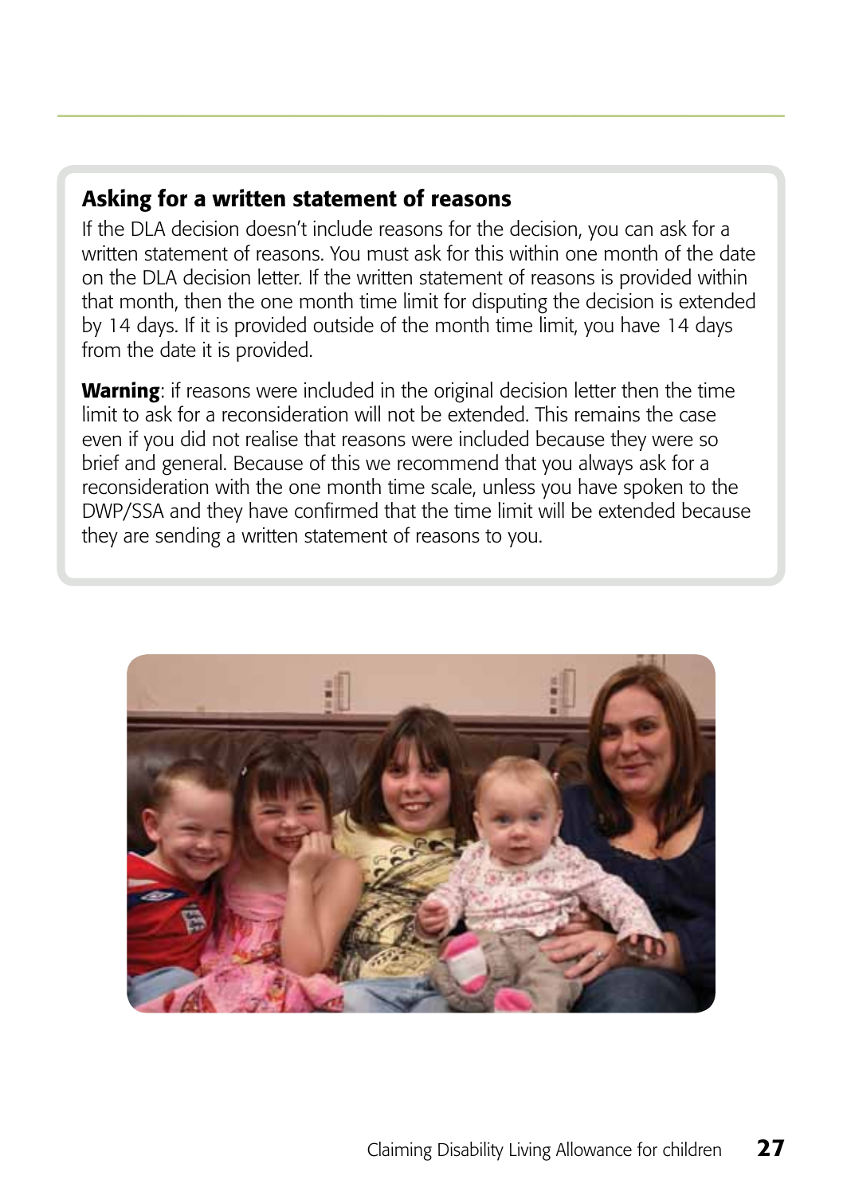## Asking for a written statement of reasons

If the DLA decision doesn't include reasons for the decision, you can ask for a written statement of reasons. You must ask for this within one month of the date on the DLA decision letter. If the written statement of reasons is provided within that month, then the one month time limit for disputing the decision is extended by 14 days. If it is provided outside of the month time limit, you have 14 days from the date it is provided.

**Warning**: if reasons were included in the original decision letter then the time limit to ask for a reconsideration will not be extended. This remains the case even if you did not realise that reasons were included because they were so brief and general. Because of this we recommend that you always ask for a reconsideration with the one month time scale, unless you have spoken to the DWP/SSA and they have confirmed that the time limit will be extended because they are sending a written statement of reasons to you.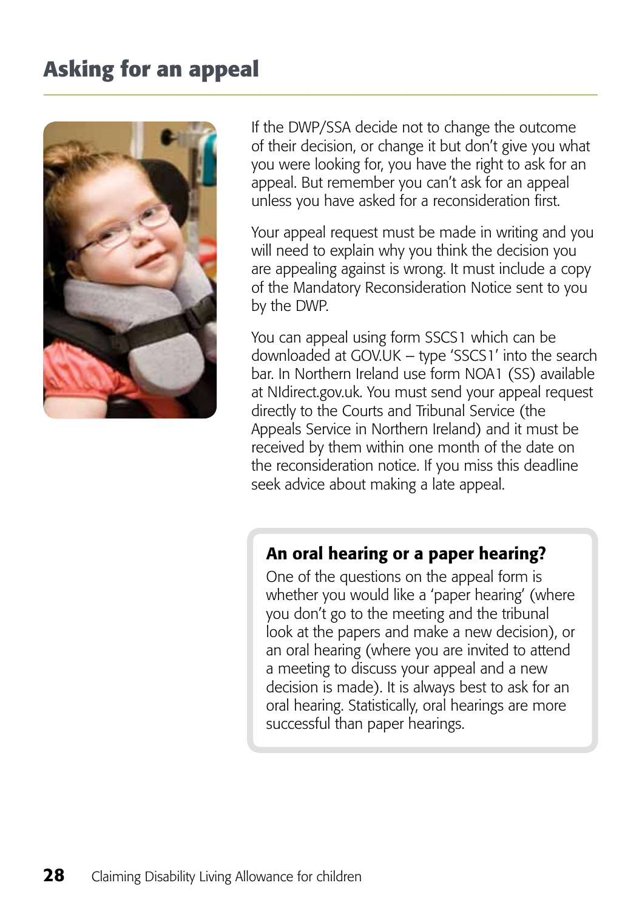## Asking for an appeal

If the DWP/SSA decide not to change the outcome of their decision, or change it but don't give you what you were looking for, you have the right to ask for an appeal. But remember you can't ask for an appeal unless you have asked for a reconsideration first.

Your appeal request must be made in writing and you will need to explain why you think the decision you are appealing against is wrong. It must include a copy of the Mandatory Reconsideration Notice sent to you by the DWP.

You can appeal using form SSCS1 which can be downloaded at GOV.UK – type 'SSCS1' into the search bar. In Northern Ireland use form NOA1 (SS) available at NIdirect.gov.uk. You must send your appeal request directly to the Courts and Tribunal Service (the Appeals Service in Northern Ireland) and it must be received by them within one month of the date on the reconsideration notice. If you miss this deadline seek advice about making a late appeal.

### An oral hearing or a paper hearing?

One of the questions on the appeal form is whether you would like a 'paper hearing' (where you don't go to the meeting and the tribunal look at the papers and make a new decision), or an oral hearing (where you are invited to attend a meeting to discuss your appeal and a new decision is made). It is always best to ask for an oral hearing. Statistically, oral hearings are more successful than paper hearings.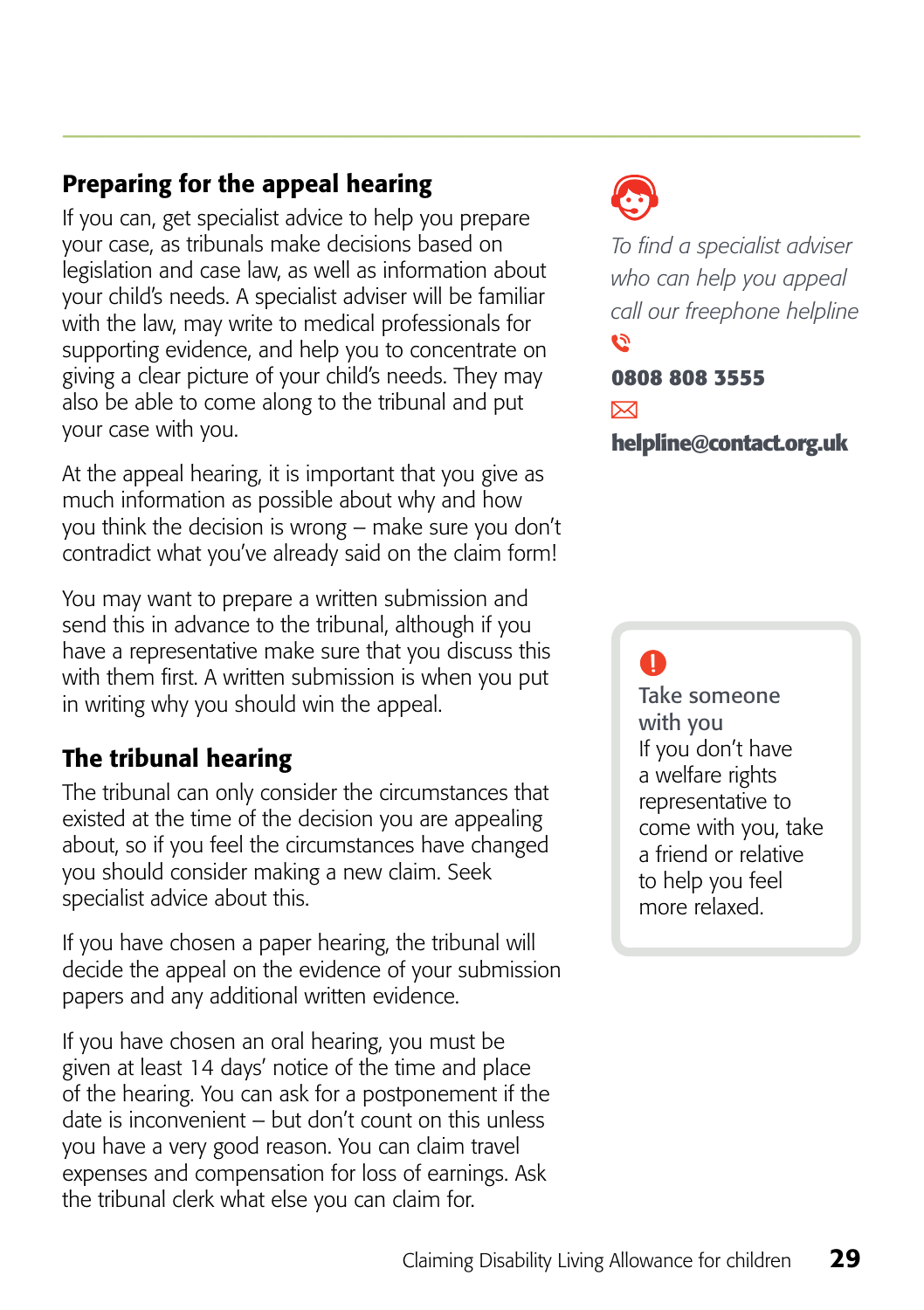## Preparing for the appeal hearing

If you can, get specialist advice to help you prepare your case, as tribunals make decisions based on legislation and case law, as well as information about your child's needs. A specialist adviser will be familiar with the law, may write to medical professionals for supporting evidence, and help you to concentrate on giving a clear picture of your child's needs. They may also be able to come along to the tribunal and put your case with you.

At the appeal hearing, it is important that you give as much information as possible about why and how you think the decision is wrong – make sure you don't contradict what you've already said on the claim form!

You may want to prepare a written submission and send this in advance to the tribunal, although if you have a representative make sure that you discuss this with them first. A written submission is when you put in writing why you should win the appeal.

## The tribunal hearing

The tribunal can only consider the circumstances that existed at the time of the decision you are appealing about, so if you feel the circumstances have changed you should consider making a new claim. Seek specialist advice about this.

If you have chosen a paper hearing, the tribunal will decide the appeal on the evidence of your submission papers and any additional written evidence.

If you have chosen an oral hearing, you must be given at least 14 days' notice of the time and place of the hearing. You can ask for a postponement if the date is inconvenient – but don't count on this unless you have a very good reason. You can claim travel expenses and compensation for loss of earnings. Ask the tribunal clerk what else you can claim for.

*To find a specialist adviser who can help you appeal call our freephone helpline*

**0808 808 3555**

**helpline@contact.org.uk**

**Take someone with you**

If you don't have a welfare rights representative to come with you, take a friend or relative to help you feel more relaxed.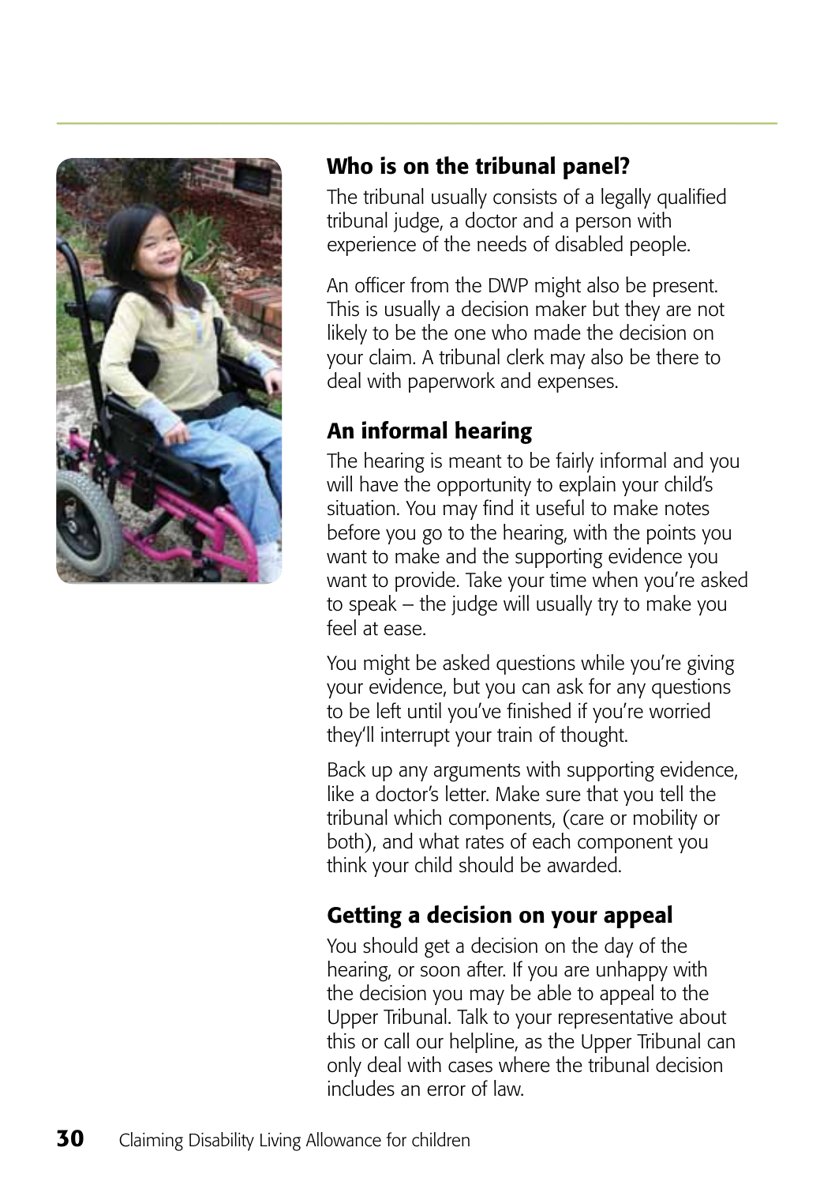## Who is on the tribunal panel?

The tribunal usually consists of a legally qualified tribunal judge, a doctor and a person with experience of the needs of disabled people.

An officer from the DWP might also be present. This is usually a decision maker but they are not likely to be the one who made the decision on your claim. A tribunal clerk may also be there to deal with paperwork and expenses.

## An informal hearing

The hearing is meant to be fairly informal and you will have the opportunity to explain your child's situation. You may find it useful to make notes before you go to the hearing, with the points you want to make and the supporting evidence you want to provide. Take your time when you're asked to speak – the judge will usually try to make you feel at ease.

You might be asked questions while you're giving your evidence, but you can ask for any questions to be left until you've finished if you're worried they'll interrupt your train of thought.

Back up any arguments with supporting evidence, like a doctor's letter. Make sure that you tell the tribunal which components, (care or mobility or both), and what rates of each component you think your child should be awarded.

## Getting a decision on your appeal

You should get a decision on the day of the hearing, or soon after. If you are unhappy with the decision you may be able to appeal to the Upper Tribunal. Talk to your representative about this or call our helpline, as the Upper Tribunal can only deal with cases where the tribunal decision includes an error of law.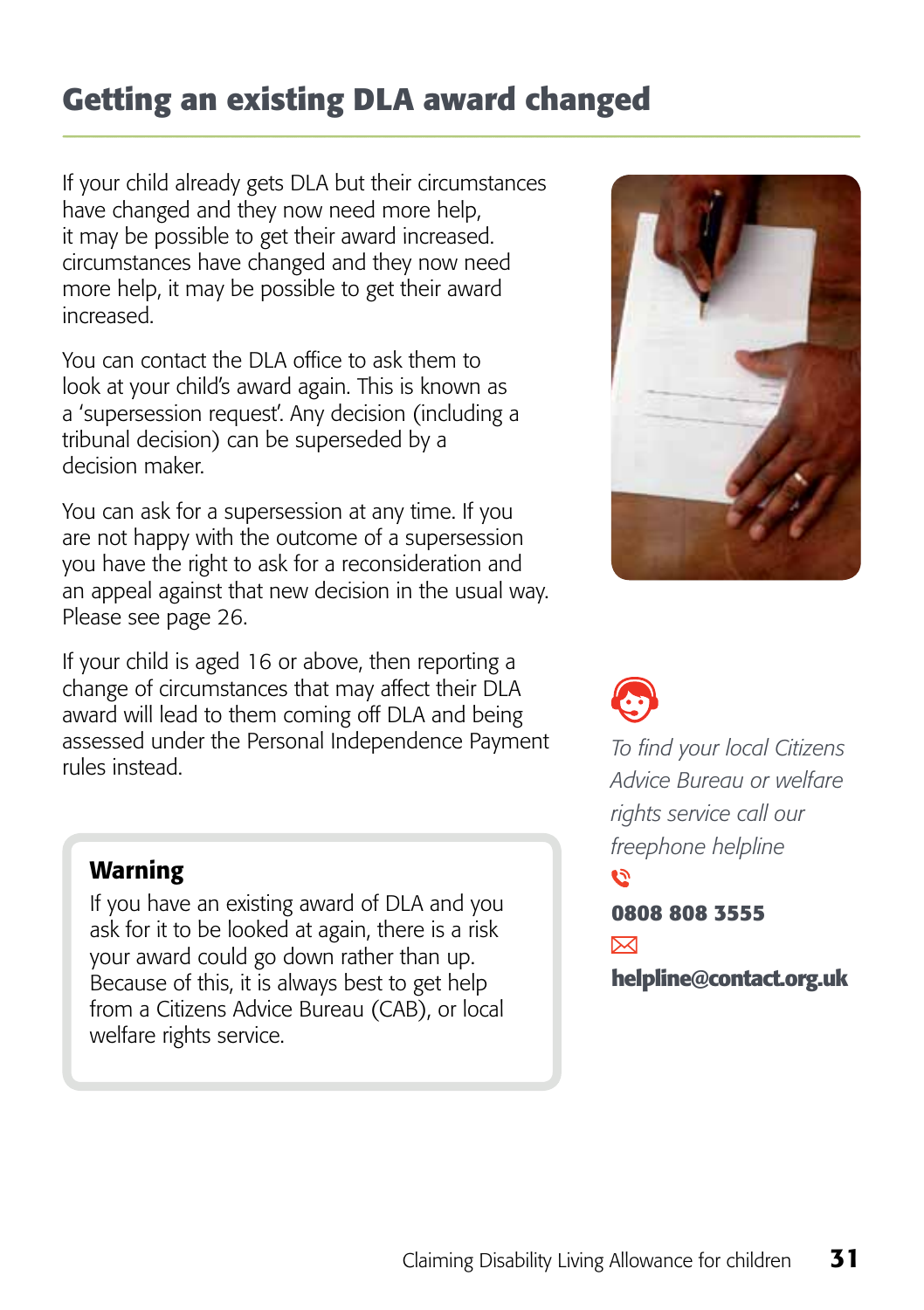## Getting an existing DLA award changed

If your child already gets DLA but their circumstances have changed and they now need more help, it may be possible to get their award increased. circumstances have changed and they now need more help, it may be possible to get their award increased.

You can contact the DLA office to ask them to look at your child's award again. This is known as a 'supersession request'. Any decision (including a tribunal decision) can be superseded by a decision maker.

You can ask for a supersession at any time. If you are not happy with the outcome of a supersession you have the right to ask for a reconsideration and an appeal against that new decision in the usual way. Please see page 26.

If your child is aged 16 or above, then reporting a change of circumstances that may affect their DLA award will lead to them coming off DLA and being assessed under the Personal Independence Payment rules instead.

> **Warning**
>
> If you have an existing award of DLA and you ask for it to be looked at again, there is a risk your award could go down rather than up. Because of this, it is always best to get help from a Citizens Advice Bureau (CAB), or local welfare rights service.

*To find your local Citizens Advice Bureau or welfare rights service call our freephone helpline*

**0808 808 3555**

**helpline@contact.org.uk**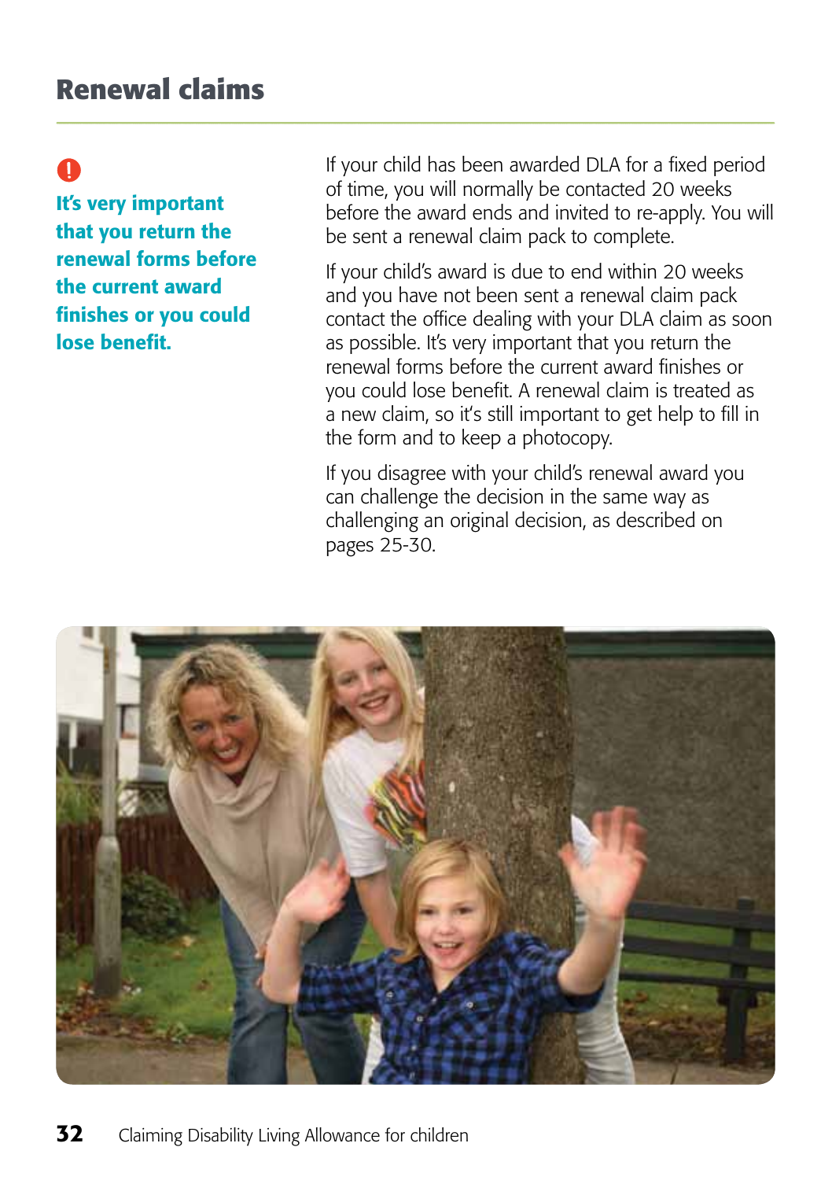## Renewal claims

**It's very important that you return the renewal forms before the current award finishes or you could lose benefit.**

If your child has been awarded DLA for a fixed period of time, you will normally be contacted 20 weeks before the award ends and invited to re-apply. You will be sent a renewal claim pack to complete.

If your child's award is due to end within 20 weeks and you have not been sent a renewal claim pack contact the office dealing with your DLA claim as soon as possible. It's very important that you return the renewal forms before the current award finishes or you could lose benefit. A renewal claim is treated as a new claim, so it's still important to get help to fill in the form and to keep a photocopy.

If you disagree with your child's renewal award you can challenge the decision in the same way as challenging an original decision, as described on pages 25-30.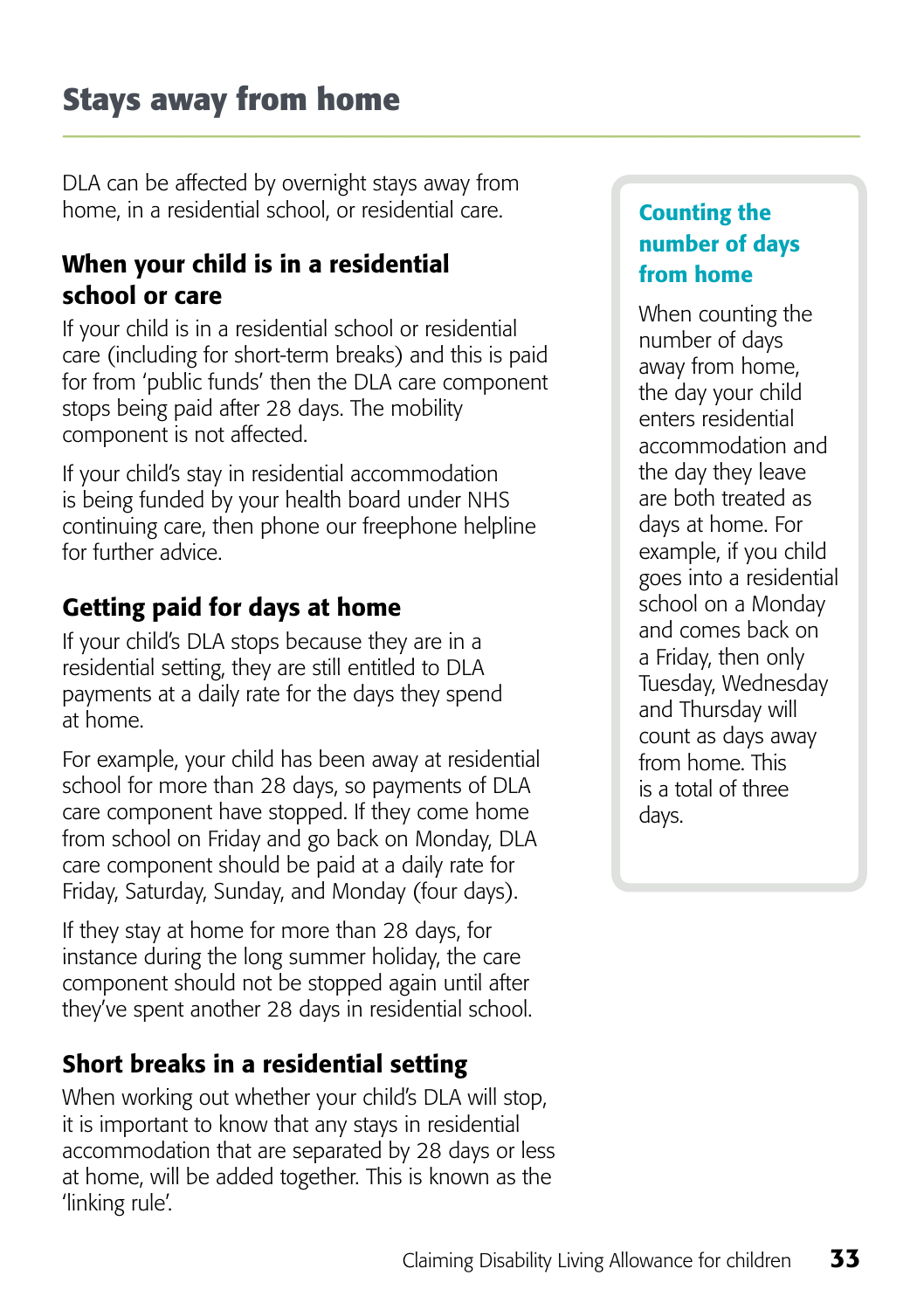# Stays away from home

DLA can be affected by overnight stays away from home, in a residential school, or residential care.

## When your child is in a residential school or care

If your child is in a residential school or residential care (including for short-term breaks) and this is paid for from 'public funds' then the DLA care component stops being paid after 28 days. The mobility component is not affected.

If your child's stay in residential accommodation is being funded by your health board under NHS continuing care, then phone our freephone helpline for further advice.

## Getting paid for days at home

If your child's DLA stops because they are in a residential setting, they are still entitled to DLA payments at a daily rate for the days they spend at home.

For example, your child has been away at residential school for more than 28 days, so payments of DLA care component have stopped. If they come home from school on Friday and go back on Monday, DLA care component should be paid at a daily rate for Friday, Saturday, Sunday, and Monday (four days).

If they stay at home for more than 28 days, for instance during the long summer holiday, the care component should not be stopped again until after they've spent another 28 days in residential school.

## Short breaks in a residential setting

When working out whether your child's DLA will stop, it is important to know that any stays in residential accommodation that are separated by 28 days or less at home, will be added together. This is known as the 'linking rule'.

### Counting the number of days from home

When counting the number of days away from home, the day your child enters residential accommodation and the day they leave are both treated as days at home. For example, if you child goes into a residential school on a Monday and comes back on a Friday, then only Tuesday, Wednesday and Thursday will count as days away from home. This is a total of three days.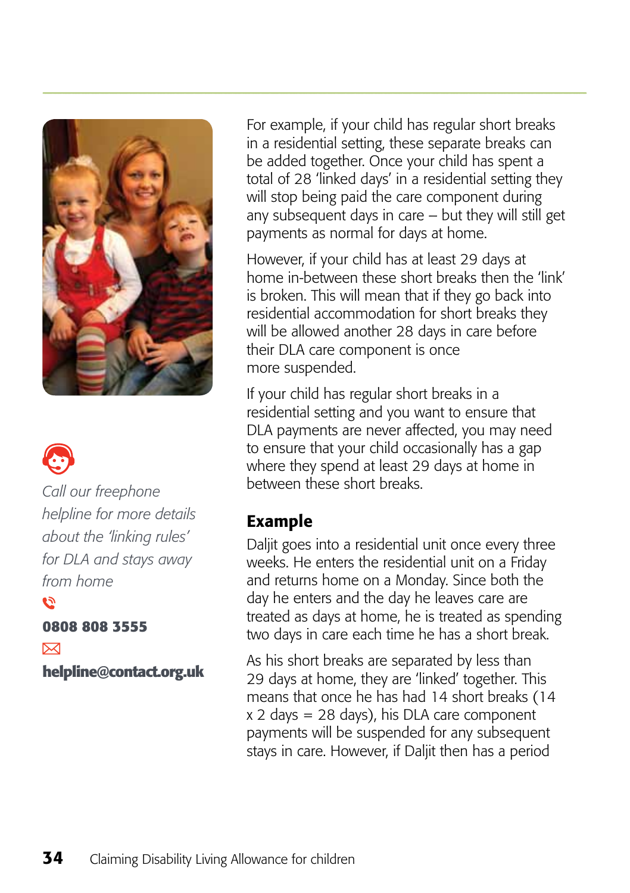*Call our freephone helpline for more details about the 'linking rules' for DLA and stays away from home*

**0808 808 3555**

**helpline@contact.org.uk**

For example, if your child has regular short breaks in a residential setting, these separate breaks can be added together. Once your child has spent a total of 28 'linked days' in a residential setting they will stop being paid the care component during any subsequent days in care – but they will still get payments as normal for days at home.

However, if your child has at least 29 days at home in-between these short breaks then the 'link' is broken. This will mean that if they go back into residential accommodation for short breaks they will be allowed another 28 days in care before their DLA care component is once more suspended.

If your child has regular short breaks in a residential setting and you want to ensure that DLA payments are never affected, you may need to ensure that your child occasionally has a gap where they spend at least 29 days at home in between these short breaks.

### Example

Daljit goes into a residential unit once every three weeks. He enters the residential unit on a Friday and returns home on a Monday. Since both the day he enters and the day he leaves care are treated as days at home, he is treated as spending two days in care each time he has a short break.

As his short breaks are separated by less than 29 days at home, they are 'linked' together. This means that once he has had 14 short breaks (14 x 2 days = 28 days), his DLA care component payments will be suspended for any subsequent stays in care. However, if Daljit then has a period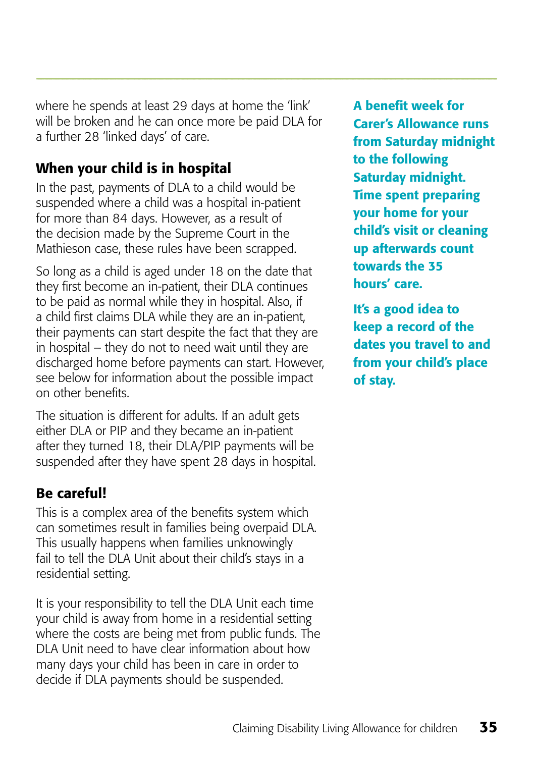where he spends at least 29 days at home the 'link' will be broken and he can once more be paid DLA for a further 28 'linked days' of care.

## When your child is in hospital

In the past, payments of DLA to a child would be suspended where a child was a hospital in-patient for more than 84 days. However, as a result of the decision made by the Supreme Court in the Mathieson case, these rules have been scrapped.

So long as a child is aged under 18 on the date that they first become an in-patient, their DLA continues to be paid as normal while they in hospital. Also, if a child first claims DLA while they are an in-patient, their payments can start despite the fact that they are in hospital – they do not to need wait until they are discharged home before payments can start. However, see below for information about the possible impact on other benefits.

The situation is different for adults. If an adult gets either DLA or PIP and they became an in-patient after they turned 18, their DLA/PIP payments will be suspended after they have spent 28 days in hospital.

## Be careful!

This is a complex area of the benefits system which can sometimes result in families being overpaid DLA. This usually happens when families unknowingly fail to tell the DLA Unit about their child's stays in a residential setting.

It is your responsibility to tell the DLA Unit each time your child is away from home in a residential setting where the costs are being met from public funds. The DLA Unit need to have clear information about how many days your child has been in care in order to decide if DLA payments should be suspended.

**A benefit week for Carer's Allowance runs from Saturday midnight to the following Saturday midnight. Time spent preparing your home for your child's visit or cleaning up afterwards count towards the 35 hours' care.**

**It's a good idea to keep a record of the dates you travel to and from your child's place of stay.**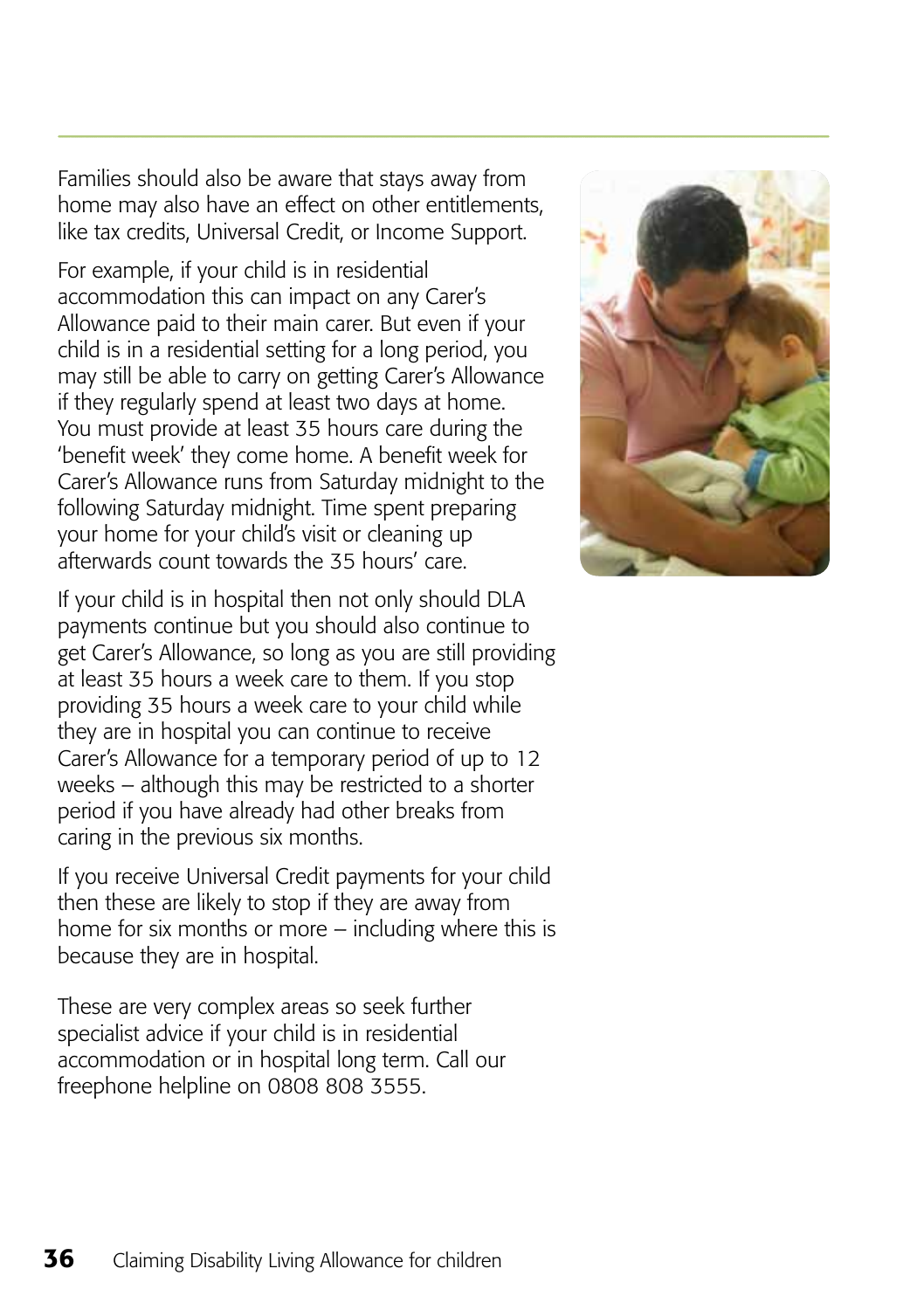Families should also be aware that stays away from home may also have an effect on other entitlements, like tax credits, Universal Credit, or Income Support.

For example, if your child is in residential accommodation this can impact on any Carer's Allowance paid to their main carer. But even if your child is in a residential setting for a long period, you may still be able to carry on getting Carer's Allowance if they regularly spend at least two days at home. You must provide at least 35 hours care during the 'benefit week' they come home. A benefit week for Carer's Allowance runs from Saturday midnight to the following Saturday midnight. Time spent preparing your home for your child's visit or cleaning up afterwards count towards the 35 hours' care.

If your child is in hospital then not only should DLA payments continue but you should also continue to get Carer's Allowance, so long as you are still providing at least 35 hours a week care to them. If you stop providing 35 hours a week care to your child while they are in hospital you can continue to receive Carer's Allowance for a temporary period of up to 12 weeks – although this may be restricted to a shorter period if you have already had other breaks from caring in the previous six months.

If you receive Universal Credit payments for your child then these are likely to stop if they are away from home for six months or more – including where this is because they are in hospital.

These are very complex areas so seek further specialist advice if your child is in residential accommodation or in hospital long term. Call our freephone helpline on 0808 808 3555.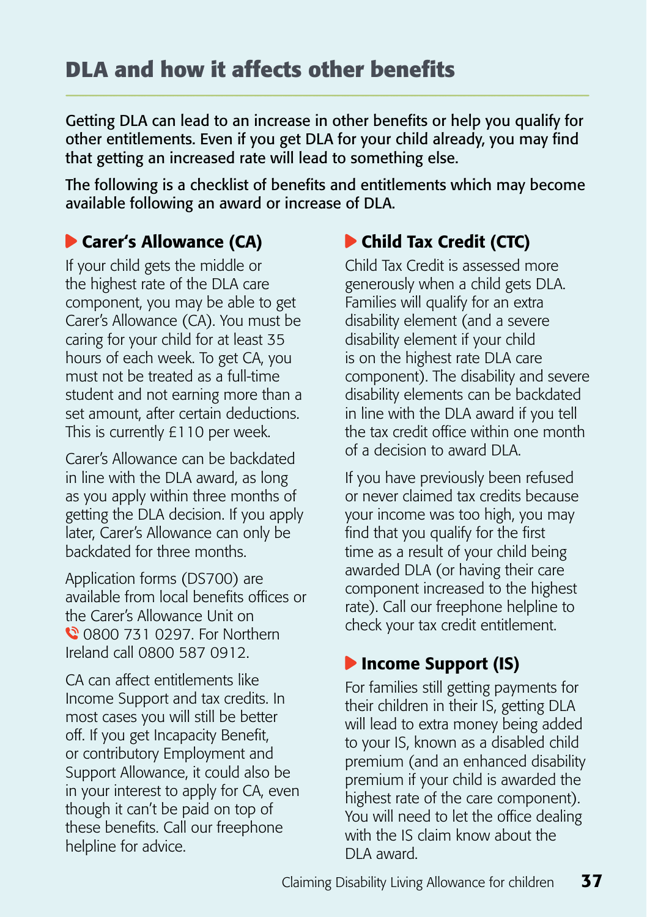## DLA and how it affects other benefits

**Getting DLA can lead to an increase in other benefits or help you qualify for other entitlements. Even if you get DLA for your child already, you may find that getting an increased rate will lead to something else.**

**The following is a checklist of benefits and entitlements which may become available following an award or increase of DLA.**

### Carer's Allowance (CA)

If your child gets the middle or the highest rate of the DLA care component, you may be able to get Carer's Allowance (CA). You must be caring for your child for at least 35 hours of each week. To get CA, you must not be treated as a full-time student and not earning more than a set amount, after certain deductions. This is currently £110 per week.

Carer's Allowance can be backdated in line with the DLA award, as long as you apply within three months of getting the DLA decision. If you apply later, Carer's Allowance can only be backdated for three months.

Application forms (DS700) are available from local benefits offices or the Carer's Allowance Unit on 0800 731 0297. For Northern Ireland call 0800 587 0912.

CA can affect entitlements like Income Support and tax credits. In most cases you will still be better off. If you get Incapacity Benefit, or contributory Employment and Support Allowance, it could also be in your interest to apply for CA, even though it can't be paid on top of these benefits. Call our freephone helpline for advice.

### Child Tax Credit (CTC)

Child Tax Credit is assessed more generously when a child gets DLA. Families will qualify for an extra disability element (and a severe disability element if your child is on the highest rate DLA care component). The disability and severe disability elements can be backdated in line with the DLA award if you tell the tax credit office within one month of a decision to award DLA.

If you have previously been refused or never claimed tax credits because your income was too high, you may find that you qualify for the first time as a result of your child being awarded DLA (or having their care component increased to the highest rate). Call our freephone helpline to check your tax credit entitlement.

### Income Support (IS)

For families still getting payments for their children in their IS, getting DLA will lead to extra money being added to your IS, known as a disabled child premium (and an enhanced disability premium if your child is awarded the highest rate of the care component). You will need to let the office dealing with the IS claim know about the DLA award.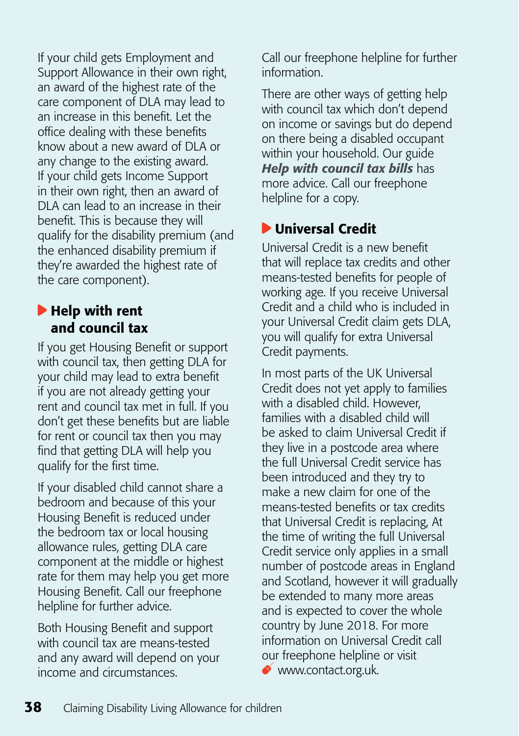If your child gets Employment and Support Allowance in their own right, an award of the highest rate of the care component of DLA may lead to an increase in this benefit. Let the office dealing with these benefits know about a new award of DLA or any change to the existing award. If your child gets Income Support in their own right, then an award of DLA can lead to an increase in their benefit. This is because they will qualify for the disability premium (and the enhanced disability premium if they're awarded the highest rate of the care component).

## Help with rent and council tax

If you get Housing Benefit or support with council tax, then getting DLA for your child may lead to extra benefit if you are not already getting your rent and council tax met in full. If you don't get these benefits but are liable for rent or council tax then you may find that getting DLA will help you qualify for the first time.

If your disabled child cannot share a bedroom and because of this your Housing Benefit is reduced under the bedroom tax or local housing allowance rules, getting DLA care component at the middle or highest rate for them may help you get more Housing Benefit. Call our freephone helpline for further advice.

Both Housing Benefit and support with council tax are means-tested and any award will depend on your income and circumstances.

Call our freephone helpline for further information.

There are other ways of getting help with council tax which don't depend on income or savings but do depend on there being a disabled occupant within your household. Our guide ***Help with council tax bills*** has more advice. Call our freephone helpline for a copy.

## Universal Credit

Universal Credit is a new benefit that will replace tax credits and other means-tested benefits for people of working age. If you receive Universal Credit and a child who is included in your Universal Credit claim gets DLA, you will qualify for extra Universal Credit payments.

In most parts of the UK Universal Credit does not yet apply to families with a disabled child. However, families with a disabled child will be asked to claim Universal Credit if they live in a postcode area where the full Universal Credit service has been introduced and they try to make a new claim for one of the means-tested benefits or tax credits that Universal Credit is replacing, At the time of writing the full Universal Credit service only applies in a small number of postcode areas in England and Scotland, however it will gradually be extended to many more areas and is expected to cover the whole country by June 2018. For more information on Universal Credit call our freephone helpline or visit www.contact.org.uk.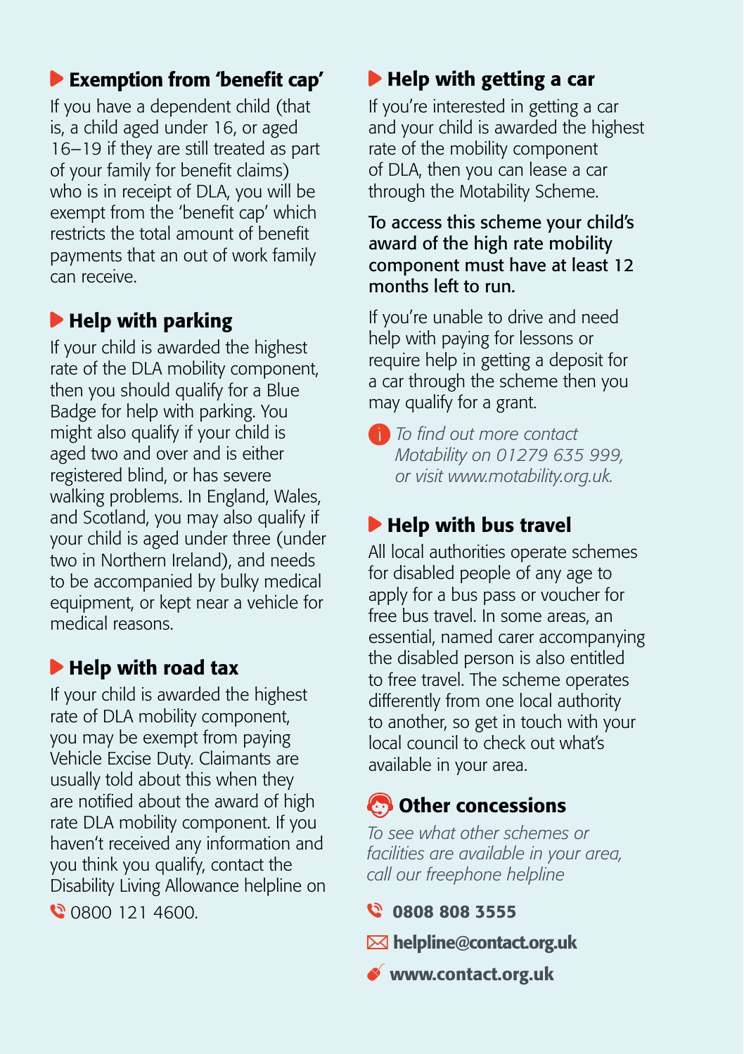## Exemption from 'benefit cap'

If you have a dependent child (that is, a child aged under 16, or aged 16–19 if they are still treated as part of your family for benefit claims) who is in receipt of DLA, you will be exempt from the 'benefit cap' which restricts the total amount of benefit payments that an out of work family can receive.

## Help with parking

If your child is awarded the highest rate of the DLA mobility component, then you should qualify for a Blue Badge for help with parking. You might also qualify if your child is aged two and over and is either registered blind, or has severe walking problems. In England, Wales, and Scotland, you may also qualify if your child is aged under three (under two in Northern Ireland), and needs to be accompanied by bulky medical equipment, or kept near a vehicle for medical reasons.

## Help with road tax

If your child is awarded the highest rate of DLA mobility component, you may be exempt from paying Vehicle Excise Duty. Claimants are usually told about this when they are notified about the award of high rate DLA mobility component. If you haven't received any information and you think you qualify, contact the Disability Living Allowance helpline on 0800 121 4600.

## Help with getting a car

If you're interested in getting a car and your child is awarded the highest rate of the mobility component of DLA, then you can lease a car through the Motability Scheme.

To access this scheme your child's award of the high rate mobility component must have at least 12 months left to run.

If you're unable to drive and need help with paying for lessons or require help in getting a deposit for a car through the scheme then you may qualify for a grant.

*To find out more contact Motability on 01279 635 999, or visit www.motability.org.uk.*

## Help with bus travel

All local authorities operate schemes for disabled people of any age to apply for a bus pass or voucher for free bus travel. In some areas, an essential, named carer accompanying the disabled person is also entitled to free travel. The scheme operates differently from one local authority to another, so get in touch with your local council to check out what's available in your area.

## Other concessions

*To see what other schemes or facilities are available in your area, call our freephone helpline*

**0808 808 3555**

**helpline@contact.org.uk**

**www.contact.org.uk**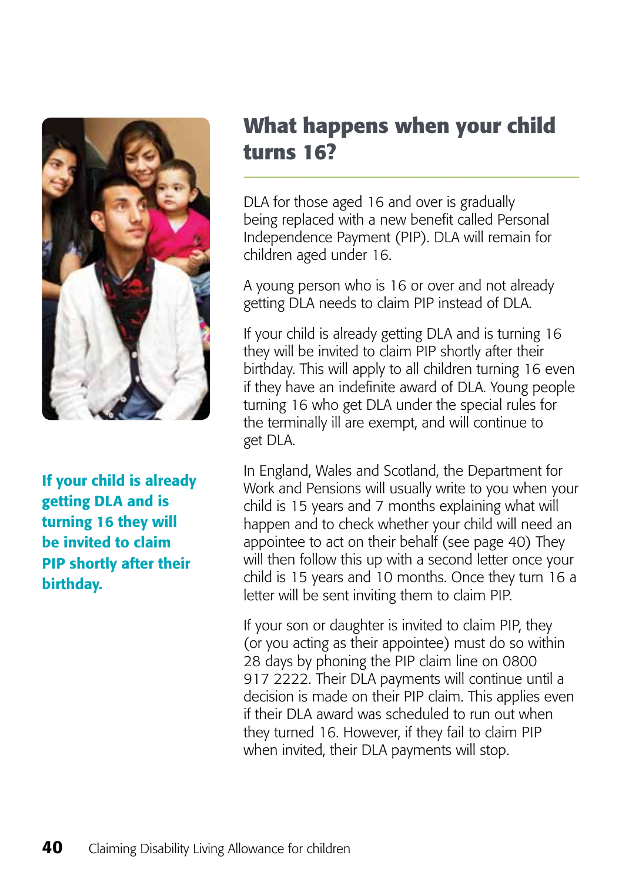**If your child is already getting DLA and is turning 16 they will be invited to claim PIP shortly after their birthday.**

## What happens when your child turns 16?

DLA for those aged 16 and over is gradually being replaced with a new benefit called Personal Independence Payment (PIP). DLA will remain for children aged under 16.

A young person who is 16 or over and not already getting DLA needs to claim PIP instead of DLA.

If your child is already getting DLA and is turning 16 they will be invited to claim PIP shortly after their birthday. This will apply to all children turning 16 even if they have an indefinite award of DLA. Young people turning 16 who get DLA under the special rules for the terminally ill are exempt, and will continue to get DLA.

In England, Wales and Scotland, the Department for Work and Pensions will usually write to you when your child is 15 years and 7 months explaining what will happen and to check whether your child will need an appointee to act on their behalf (see page 40) They will then follow this up with a second letter once your child is 15 years and 10 months. Once they turn 16 a letter will be sent inviting them to claim PIP.

If your son or daughter is invited to claim PIP, they (or you acting as their appointee) must do so within 28 days by phoning the PIP claim line on 0800 917 2222. Their DLA payments will continue until a decision is made on their PIP claim. This applies even if their DLA award was scheduled to run out when they turned 16. However, if they fail to claim PIP when invited, their DLA payments will stop.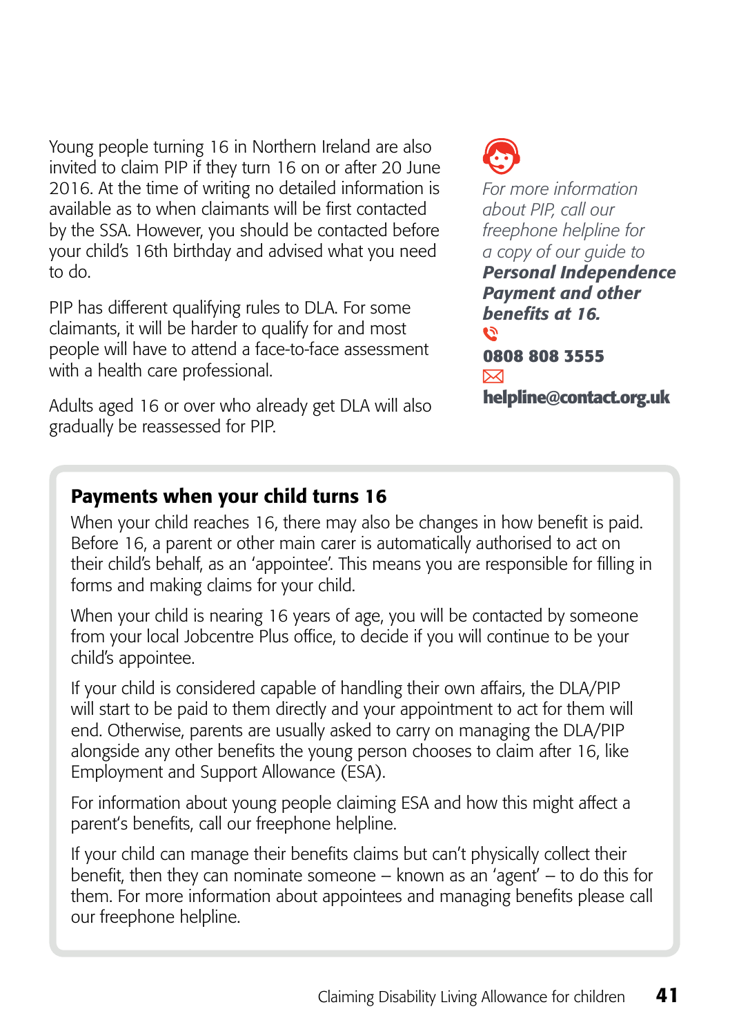Young people turning 16 in Northern Ireland are also invited to claim PIP if they turn 16 on or after 20 June 2016. At the time of writing no detailed information is available as to when claimants will be first contacted by the SSA. However, you should be contacted before your child's 16th birthday and advised what you need to do.

PIP has different qualifying rules to DLA. For some claimants, it will be harder to qualify for and most people will have to attend a face-to-face assessment with a health care professional.

Adults aged 16 or over who already get DLA will also gradually be reassessed for PIP.

*For more information about PIP, call our freephone helpline for a copy of our guide to* ***Personal Independence Payment and other benefits at 16.***

**0808 808 3555**

**helpline@contact.org.uk**

## Payments when your child turns 16

When your child reaches 16, there may also be changes in how benefit is paid. Before 16, a parent or other main carer is automatically authorised to act on their child's behalf, as an 'appointee'. This means you are responsible for filling in forms and making claims for your child.

When your child is nearing 16 years of age, you will be contacted by someone from your local Jobcentre Plus office, to decide if you will continue to be your child's appointee.

If your child is considered capable of handling their own affairs, the DLA/PIP will start to be paid to them directly and your appointment to act for them will end. Otherwise, parents are usually asked to carry on managing the DLA/PIP alongside any other benefits the young person chooses to claim after 16, like Employment and Support Allowance (ESA).

For information about young people claiming ESA and how this might affect a parent's benefits, call our freephone helpline.

If your child can manage their benefits claims but can't physically collect their benefit, then they can nominate someone – known as an 'agent' – to do this for them. For more information about appointees and managing benefits please call our freephone helpline.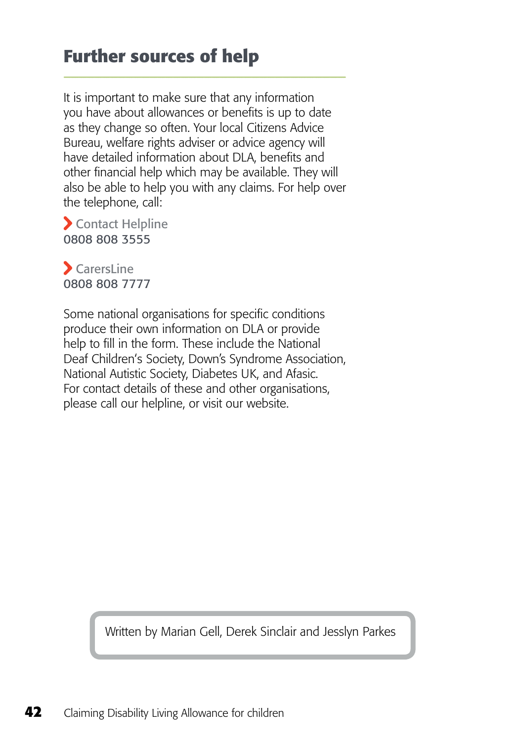# Further sources of help

It is important to make sure that any information you have about allowances or benefits is up to date as they change so often. Your local Citizens Advice Bureau, welfare rights adviser or advice agency will have detailed information about DLA, benefits and other financial help which may be available. They will also be able to help you with any claims. For help over the telephone, call:

**Contact Helpline**
0808 808 3555

**CarersLine**
0808 808 7777

Some national organisations for specific conditions produce their own information on DLA or provide help to fill in the form. These include the National Deaf Children's Society, Down's Syndrome Association, National Autistic Society, Diabetes UK, and Afasic. For contact details of these and other organisations, please call our helpline, or visit our website.

Written by Marian Gell, Derek Sinclair and Jesslyn Parkes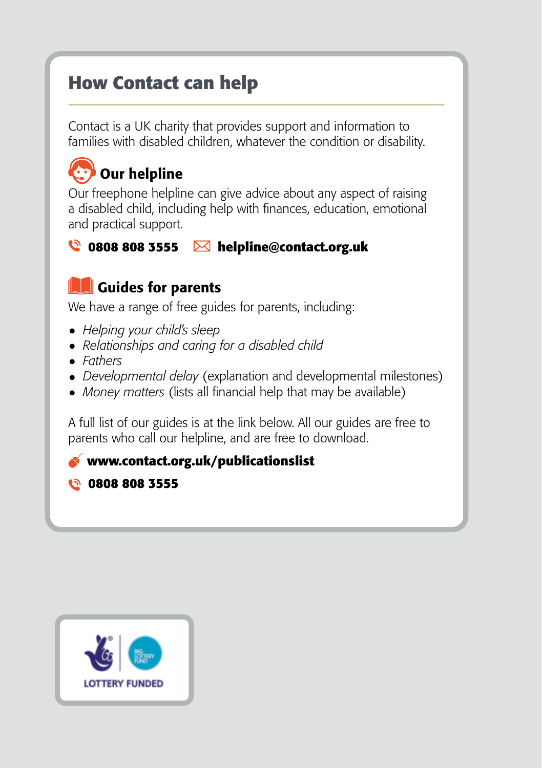## How Contact can help

Contact is a UK charity that provides support and information to families with disabled children, whatever the condition or disability.

### Our helpline

Our freephone helpline can give advice about any aspect of raising a disabled child, including help with finances, education, emotional and practical support.

**0808 808 3555** **helpline@contact.org.uk**

### Guides for parents

We have a range of free guides for parents, including:

- *Helping your child's sleep*
- *Relationships and caring for a disabled child*
- *Fathers*
- *Developmental delay* (explanation and developmental milestones)
- *Money matters* (lists all financial help that may be available)

A full list of our guides is at the link below. All our guides are free to parents who call our helpline, and are free to download.

**www.contact.org.uk/publicationslist**

**0808 808 3555**

LOTTERY FUNDED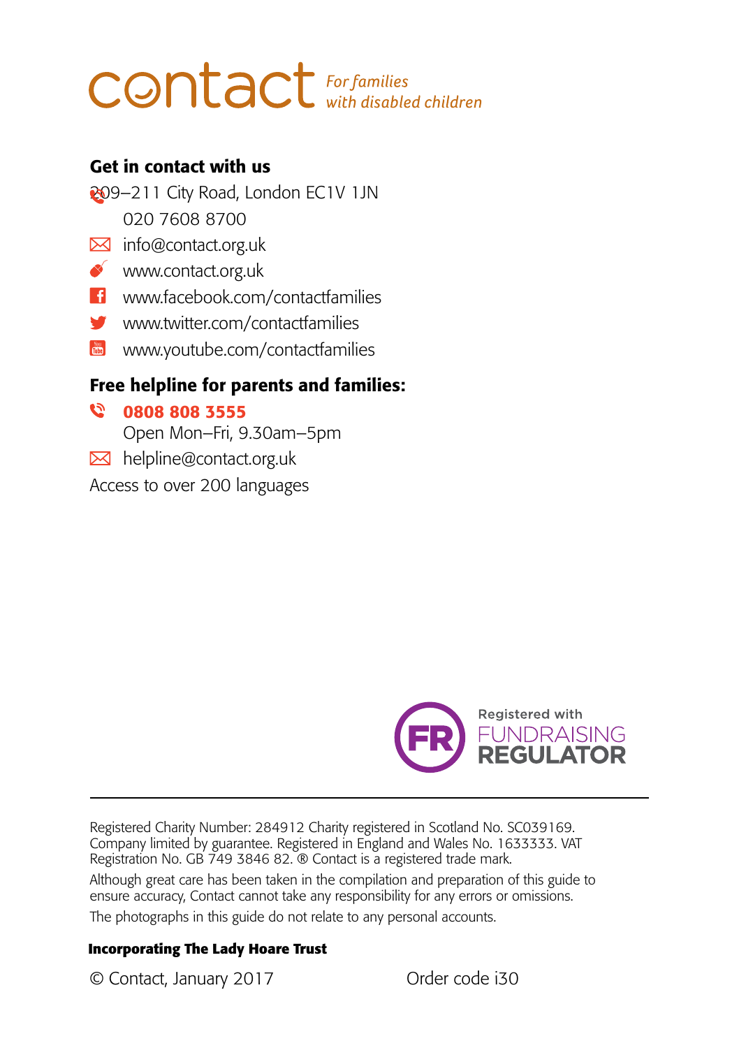contact *For families with disabled children*

## Get in contact with us

209–211 City Road, London EC1V 1JN
020 7608 8700
info@contact.org.uk
www.contact.org.uk
www.facebook.com/contactfamilies
www.twitter.com/contactfamilies
www.youtube.com/contactfamilies

## Free helpline for parents and families:

**0808 808 3555**
Open Mon–Fri, 9.30am–5pm
helpline@contact.org.uk
Access to over 200 languages

Registered with FUNDRAISING REGULATOR

Registered Charity Number: 284912 Charity registered in Scotland No. SC039169. Company limited by guarantee. Registered in England and Wales No. 1633333. VAT Registration No. GB 749 3846 82. ® Contact is a registered trade mark.

Although great care has been taken in the compilation and preparation of this guide to ensure accuracy, Contact cannot take any responsibility for any errors or omissions.

The photographs in this guide do not relate to any personal accounts.

**Incorporating The Lady Hoare Trust**

© Contact, January 2017 Order code i30